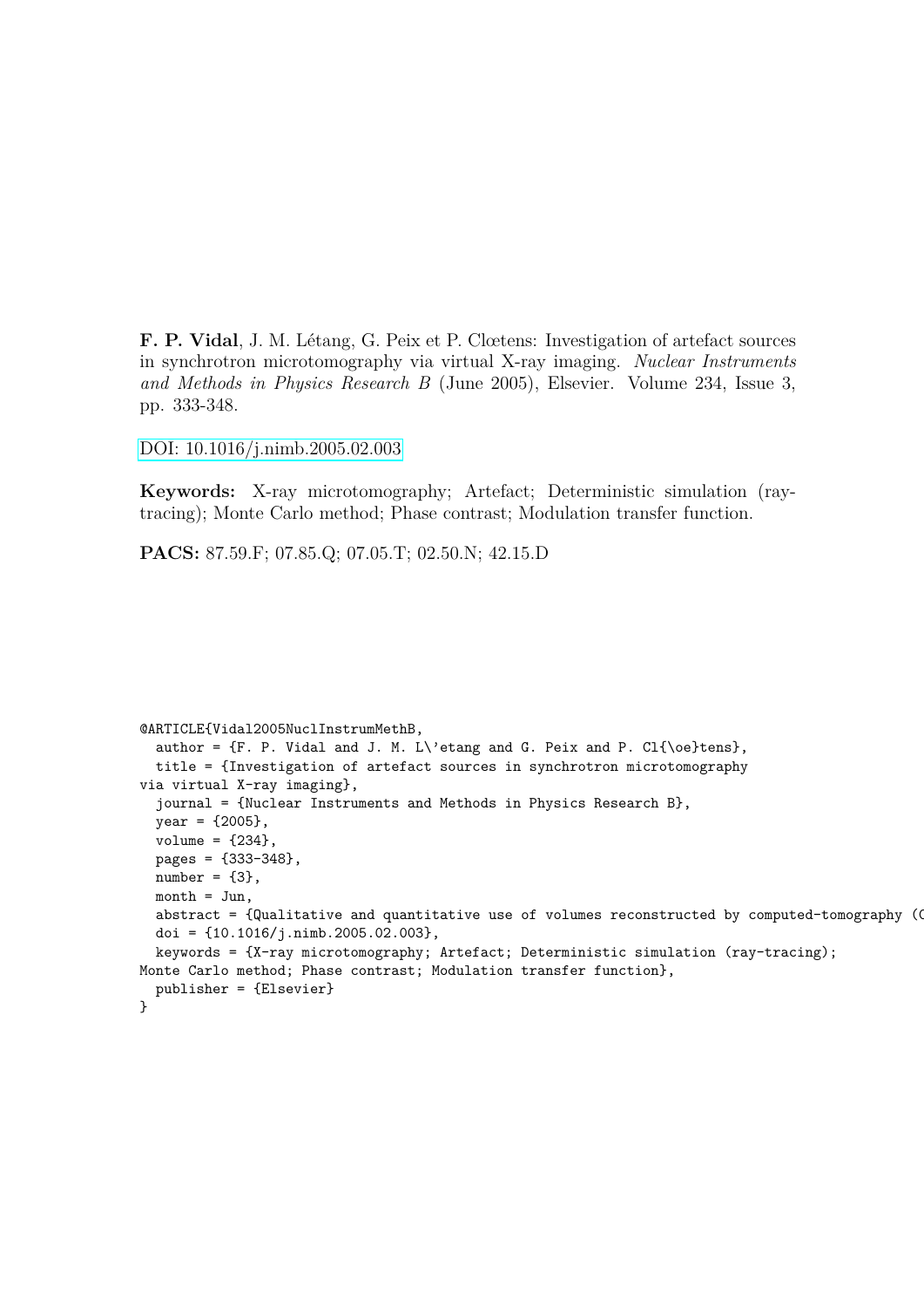**F. P. Vidal**, J. M. Létang, G. Peix et P. Clœtens: Investigation of artefact sources in synchrotron microtomography via virtual X-ray imaging. *Nuclear Instruments and Methods in Physics Research B* (June 2005), Elsevier. Volume 234, Issue 3, pp. 333-348.

DOI: 10.1016/j.nimb.2005.02.003

**Keywords:** X-ray microtomography; Artefact; Deterministic simulation (ray-tracing); Monte Carlo method; Phase contrast; Modulation transfer function.

**PACS:** 87.59.F; 07.85.Q; 07.05.T; 02.50.N; 42.15.D

```
@ARTICLE{Vidal2005NuclInstrumMethB,
  author = {F. P. Vidal and J. M. L\'etang and G. Peix and P. Cl{\oe}tens},
  title = {Investigation of artefact sources in synchrotron microtomography
via virtual X-ray imaging},
  journal = {Nuclear Instruments and Methods in Physics Research B},
  year = {2005},
  volume = {234},
  pages = {333-348},
  number = {3},
  month = Jun,
  abstract = {Qualitative and quantitative use of volumes reconstructed by computed-tomography (C
  doi = {10.1016/j.nimb.2005.02.003},
  keywords = {X-ray microtomography; Artefact; Deterministic simulation (ray-tracing);
Monte Carlo method; Phase contrast; Modulation transfer function},
  publisher = {Elsevier}
}
```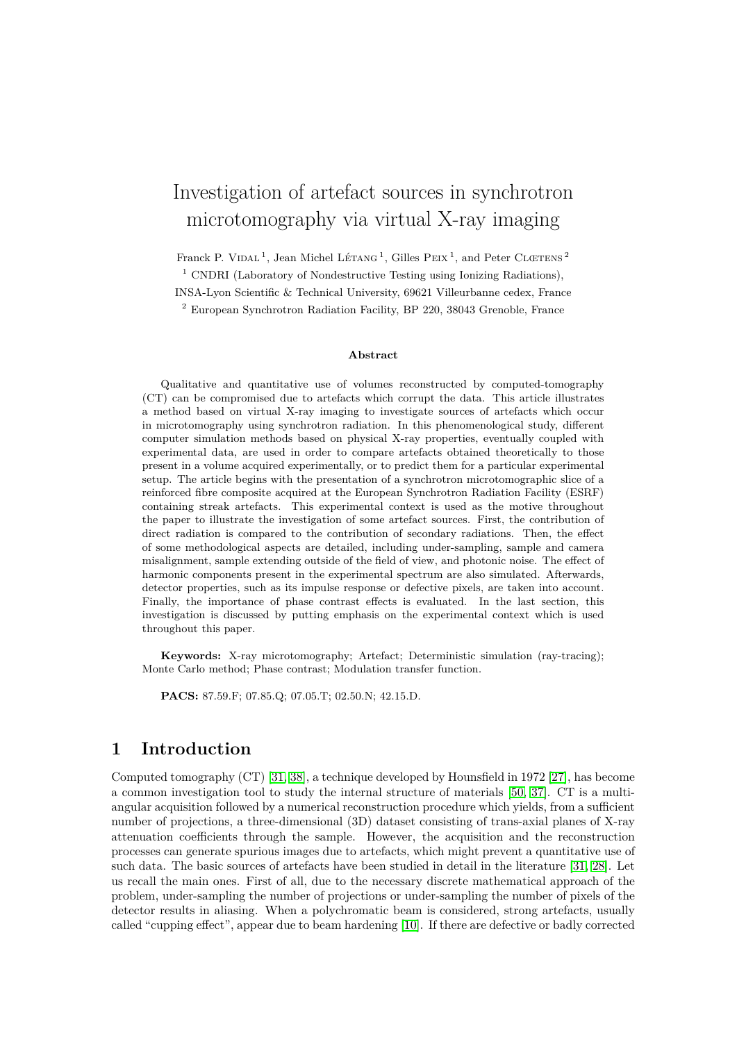# Investigation of artefact sources in synchrotron microtomography via virtual X-ray imaging

Franck P. Vidal [1], Jean Michel Létang [1], Gilles Peix [1], and Peter Clœtens [2]

[1] CNDRI (Laboratory of Nondestructive Testing using Ionizing Radiations), INSA-Lyon Scientific & Technical University, 69621 Villeurbanne cedex, France

[2] European Synchrotron Radiation Facility, BP 220, 38043 Grenoble, France

**Abstract**

Qualitative and quantitative use of volumes reconstructed by computed-tomography (CT) can be compromised due to artefacts which corrupt the data. This article illustrates a method based on virtual X-ray imaging to investigate sources of artefacts which occur in microtomography using synchrotron radiation. In this phenomenological study, different computer simulation methods based on physical X-ray properties, eventually coupled with experimental data, are used in order to compare artefacts obtained theoretically to those present in a volume acquired experimentally, or to predict them for a particular experimental setup. The article begins with the presentation of a synchrotron microtomographic slice of a reinforced fibre composite acquired at the European Synchrotron Radiation Facility (ESRF) containing streak artefacts. This experimental context is used as the motive throughout the paper to illustrate the investigation of some artefact sources. First, the contribution of direct radiation is compared to the contribution of secondary radiations. Then, the effect of some methodological aspects are detailed, including under-sampling, sample and camera misalignment, sample extending outside of the field of view, and photonic noise. The effect of harmonic components present in the experimental spectrum are also simulated. Afterwards, detector properties, such as its impulse response or defective pixels, are taken into account. Finally, the importance of phase contrast effects is evaluated. In the last section, this investigation is discussed by putting emphasis on the experimental context which is used throughout this paper.

**Keywords:** X-ray microtomography; Artefact; Deterministic simulation (ray-tracing); Monte Carlo method; Phase contrast; Modulation transfer function.

**PACS:** 87.59.F; 07.85.Q; 07.05.T; 02.50.N; 42.15.D.

## 1 Introduction

Computed tomography (CT) [31, 38], a technique developed by Hounsfield in 1972 [27], has become a common investigation tool to study the internal structure of materials [50, 37]. CT is a multi-angular acquisition followed by a numerical reconstruction procedure which yields, from a sufficient number of projections, a three-dimensional (3D) dataset consisting of trans-axial planes of X-ray attenuation coefficients through the sample. However, the acquisition and the reconstruction processes can generate spurious images due to artefacts, which might prevent a quantitative use of such data. The basic sources of artefacts have been studied in detail in the literature [31, 28]. Let us recall the main ones. First of all, due to the necessary discrete mathematical approach of the problem, under-sampling the number of projections or under-sampling the number of pixels of the detector results in aliasing. When a polychromatic beam is considered, strong artefacts, usually called "cupping effect", appear due to beam hardening [10]. If there are defective or badly corrected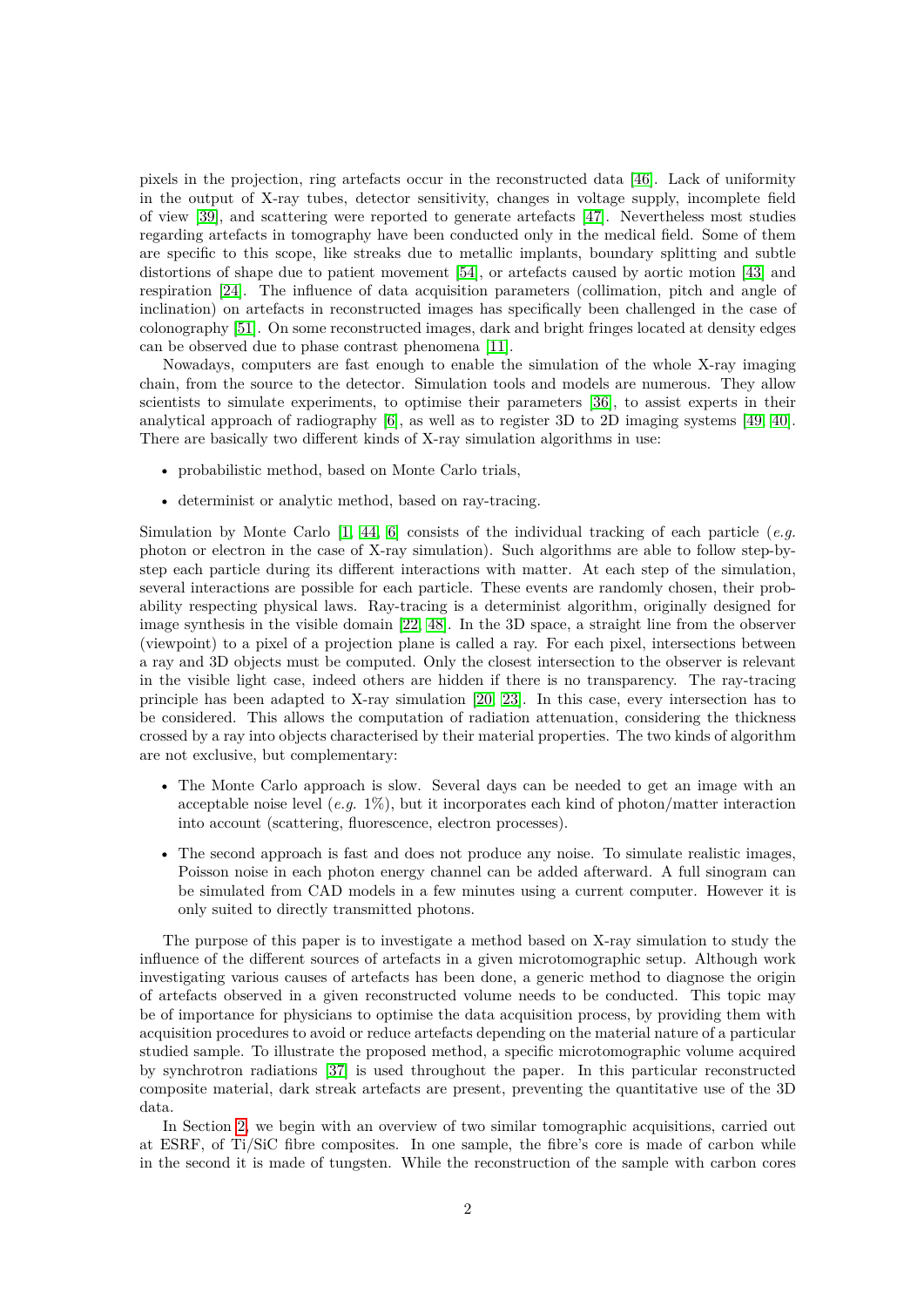pixels in the projection, ring artefacts occur in the reconstructed data [46]. Lack of uniformity in the output of X-ray tubes, detector sensitivity, changes in voltage supply, incomplete field of view [39], and scattering were reported to generate artefacts [47]. Nevertheless most studies regarding artefacts in tomography have been conducted only in the medical field. Some of them are specific to this scope, like streaks due to metallic implants, boundary splitting and subtle distortions of shape due to patient movement [54], or artefacts caused by aortic motion [43] and respiration [24]. The influence of data acquisition parameters (collimation, pitch and angle of inclination) on artefacts in reconstructed images has specifically been challenged in the case of colonography [51]. On some reconstructed images, dark and bright fringes located at density edges can be observed due to phase contrast phenomena [11].

Nowadays, computers are fast enough to enable the simulation of the whole X-ray imaging chain, from the source to the detector. Simulation tools and models are numerous. They allow scientists to simulate experiments, to optimise their parameters [36], to assist experts in their analytical approach of radiography [6], as well as to register 3D to 2D imaging systems [49, 40]. There are basically two different kinds of X-ray simulation algorithms in use:

- probabilistic method, based on Monte Carlo trials,
- determinist or analytic method, based on ray-tracing.

Simulation by Monte Carlo [1, 44, 6] consists of the individual tracking of each particle (*e.g.* photon or electron in the case of X-ray simulation). Such algorithms are able to follow step-by-step each particle during its different interactions with matter. At each step of the simulation, several interactions are possible for each particle. These events are randomly chosen, their probability respecting physical laws. Ray-tracing is a determinist algorithm, originally designed for image synthesis in the visible domain [22, 48]. In the 3D space, a straight line from the observer (viewpoint) to a pixel of a projection plane is called a ray. For each pixel, intersections between a ray and 3D objects must be computed. Only the closest intersection to the observer is relevant in the visible light case, indeed others are hidden if there is no transparency. The ray-tracing principle has been adapted to X-ray simulation [20, 23]. In this case, every intersection has to be considered. This allows the computation of radiation attenuation, considering the thickness crossed by a ray into objects characterised by their material properties. The two kinds of algorithm are not exclusive, but complementary:

- The Monte Carlo approach is slow. Several days can be needed to get an image with an acceptable noise level (*e.g.* 1%), but it incorporates each kind of photon/matter interaction into account (scattering, fluorescence, electron processes).
- The second approach is fast and does not produce any noise. To simulate realistic images, Poisson noise in each photon energy channel can be added afterward. A full sinogram can be simulated from CAD models in a few minutes using a current computer. However it is only suited to directly transmitted photons.

The purpose of this paper is to investigate a method based on X-ray simulation to study the influence of the different sources of artefacts in a given microtomographic setup. Although work investigating various causes of artefacts has been done, a generic method to diagnose the origin of artefacts observed in a given reconstructed volume needs to be conducted. This topic may be of importance for physicians to optimise the data acquisition process, by providing them with acquisition procedures to avoid or reduce artefacts depending on the material nature of a particular studied sample. To illustrate the proposed method, a specific microtomographic volume acquired by synchrotron radiations [37] is used throughout the paper. In this particular reconstructed composite material, dark streak artefacts are present, preventing the quantitative use of the 3D data.

In Section 2, we begin with an overview of two similar tomographic acquisitions, carried out at ESRF, of Ti/SiC fibre composites. In one sample, the fibre's core is made of carbon while in the second it is made of tungsten. While the reconstruction of the sample with carbon cores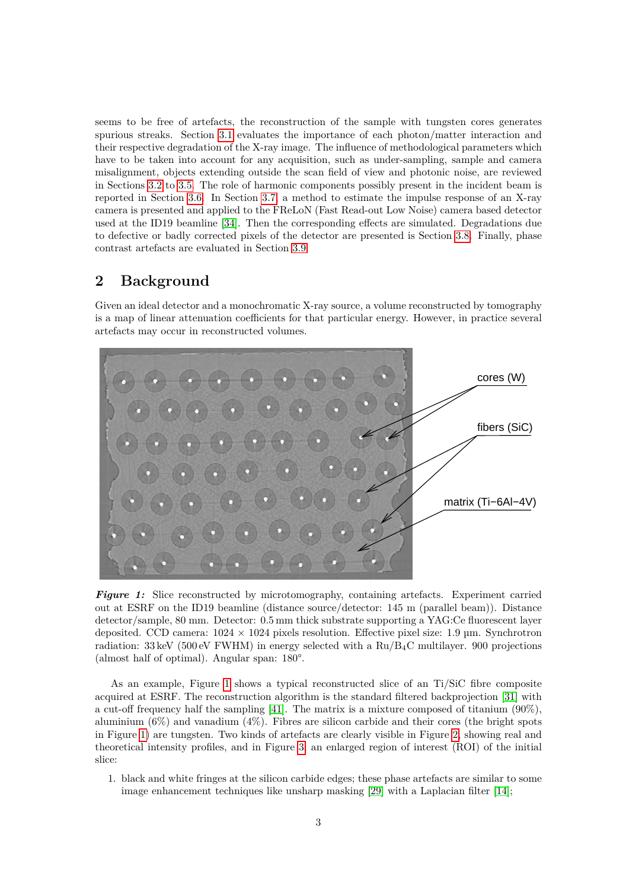seems to be free of artefacts, the reconstruction of the sample with tungsten cores generates spurious streaks. Section 3.1 evaluates the importance of each photon/matter interaction and their respective degradation of the X-ray image. The influence of methodological parameters which have to be taken into account for any acquisition, such as under-sampling, sample and camera misalignment, objects extending outside the scan field of view and photonic noise, are reviewed in Sections 3.2 to 3.5. The role of harmonic components possibly present in the incident beam is reported in Section 3.6. In Section 3.7, a method to estimate the impulse response of an X-ray camera is presented and applied to the FReLoN (Fast Read-out Low Noise) camera based detector used at the ID19 beamline [34]. Then the corresponding effects are simulated. Degradations due to defective or badly corrected pixels of the detector are presented is Section 3.8. Finally, phase contrast artefacts are evaluated in Section 3.9.

# 2 Background

Given an ideal detector and a monochromatic X-ray source, a volume reconstructed by tomography is a map of linear attenuation coefficients for that particular energy. However, in practice several artefacts may occur in reconstructed volumes.

***Figure 1:*** Slice reconstructed by microtomography, containing artefacts. Experiment carried out at ESRF on the ID19 beamline (distance source/detector: 145 m (parallel beam)). Distance detector/sample, 80 mm. Detector: 0.5 mm thick substrate supporting a YAG:Ce fluorescent layer deposited. CCD camera: 1024 × 1024 pixels resolution. Effective pixel size: 1.9 µm. Synchrotron radiation: 33 keV (500 eV FWHM) in energy selected with a Ru/$B_4C$ multilayer. 900 projections (almost half of optimal). Angular span: 180°.

As an example, Figure 1 shows a typical reconstructed slice of an Ti/SiC fibre composite acquired at ESRF. The reconstruction algorithm is the standard filtered backprojection [31] with a cut-off frequency half the sampling [41]. The matrix is a mixture composed of titanium (90%), aluminium (6%) and vanadium (4%). Fibres are silicon carbide and their cores (the bright spots in Figure 1) are tungsten. Two kinds of artefacts are clearly visible in Figure 2, showing real and theoretical intensity profiles, and in Figure 3, an enlarged region of interest (ROI) of the initial slice:

1. black and white fringes at the silicon carbide edges; these phase artefacts are similar to some image enhancement techniques like unsharp masking [29] with a Laplacian filter [14];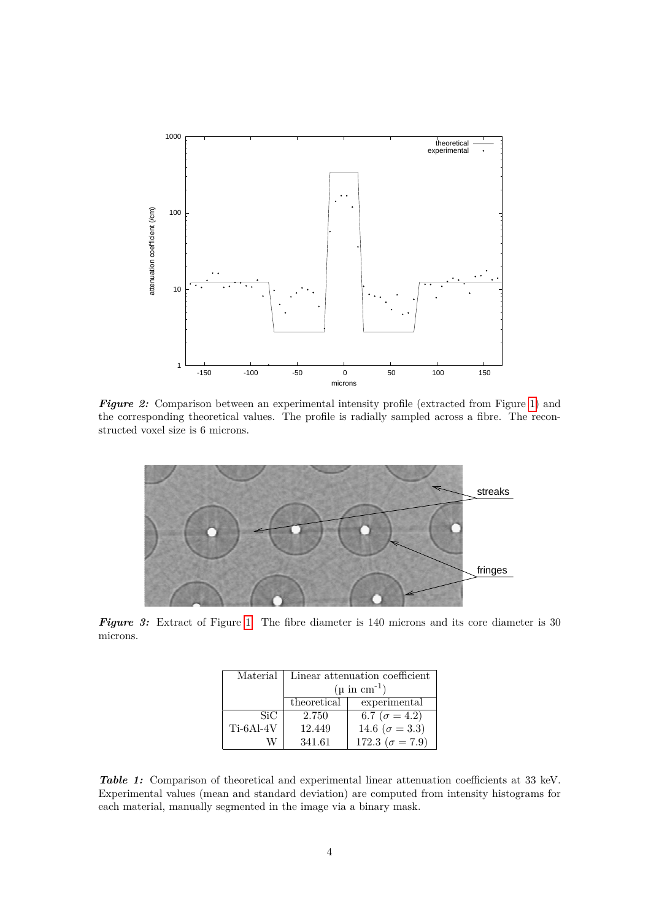**Figure 2:** Comparison between an experimental intensity profile (extracted from Figure 1) and the corresponding theoretical values. The profile is radially sampled across a fibre. The reconstructed voxel size is 6 microns.

**Figure 3:** Extract of Figure 1. The fibre diameter is 140 microns and its core diameter is 30 microns.

| Material | Linear attenuation coefficient ($\mu$ in $cm^{-1}$) | |
|---|---|---|
| | theoretical | experimental |
| SiC | 2.750 | 6.7 ($\sigma = 4.2$) |
| Ti-6Al-4V | 12.449 | 14.6 ($\sigma = 3.3$) |
| W | 341.61 | 172.3 ($\sigma = 7.9$) |

**Table 1:** Comparison of theoretical and experimental linear attenuation coefficients at 33 keV. Experimental values (mean and standard deviation) are computed from intensity histograms for each material, manually segmented in the image via a binary mask.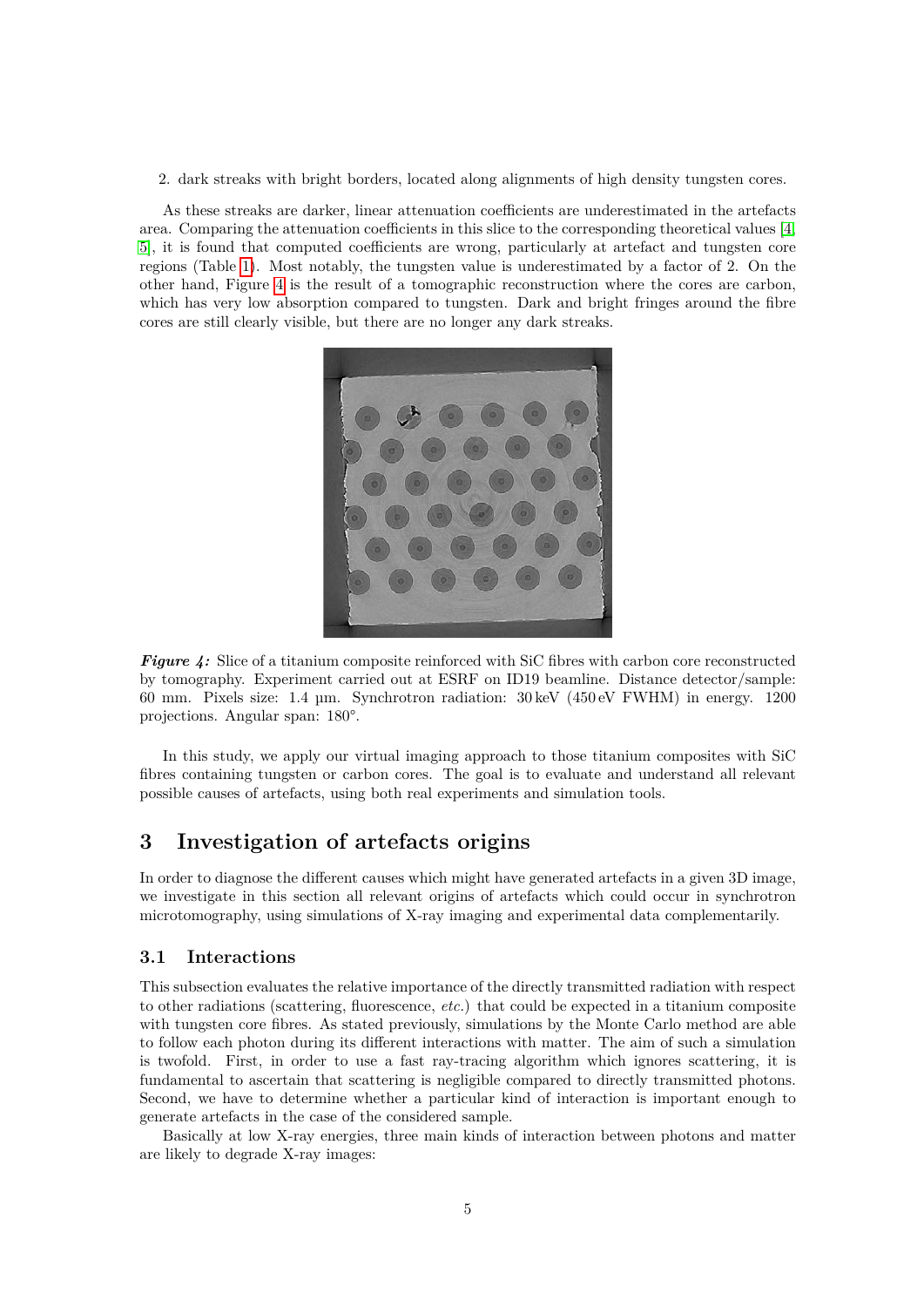2. dark streaks with bright borders, located along alignments of high density tungsten cores.

As these streaks are darker, linear attenuation coefficients are underestimated in the artefacts area. Comparing the attenuation coefficients in this slice to the corresponding theoretical values [4, 5], it is found that computed coefficients are wrong, particularly at artefact and tungsten core regions (Table 1). Most notably, the tungsten value is underestimated by a factor of 2. On the other hand, Figure 4 is the result of a tomographic reconstruction where the cores are carbon, which has very low absorption compared to tungsten. Dark and bright fringes around the fibre cores are still clearly visible, but there are no longer any dark streaks.

***Figure 4:*** Slice of a titanium composite reinforced with SiC fibres with carbon core reconstructed by tomography. Experiment carried out at ESRF on ID19 beamline. Distance detector/sample: 60 mm. Pixels size: 1.4 µm. Synchrotron radiation: 30 keV (450 eV FWHM) in energy. 1200 projections. Angular span: 180°.

In this study, we apply our virtual imaging approach to those titanium composites with SiC fibres containing tungsten or carbon cores. The goal is to evaluate and understand all relevant possible causes of artefacts, using both real experiments and simulation tools.

# 3 Investigation of artefacts origins

In order to diagnose the different causes which might have generated artefacts in a given 3D image, we investigate in this section all relevant origins of artefacts which could occur in synchrotron microtomography, using simulations of X-ray imaging and experimental data complementarily.

## 3.1 Interactions

This subsection evaluates the relative importance of the directly transmitted radiation with respect to other radiations (scattering, fluorescence, *etc.*) that could be expected in a titanium composite with tungsten core fibres. As stated previously, simulations by the Monte Carlo method are able to follow each photon during its different interactions with matter. The aim of such a simulation is twofold. First, in order to use a fast ray-tracing algorithm which ignores scattering, it is fundamental to ascertain that scattering is negligible compared to directly transmitted photons. Second, we have to determine whether a particular kind of interaction is important enough to generate artefacts in the case of the considered sample.

Basically at low X-ray energies, three main kinds of interaction between photons and matter are likely to degrade X-ray images: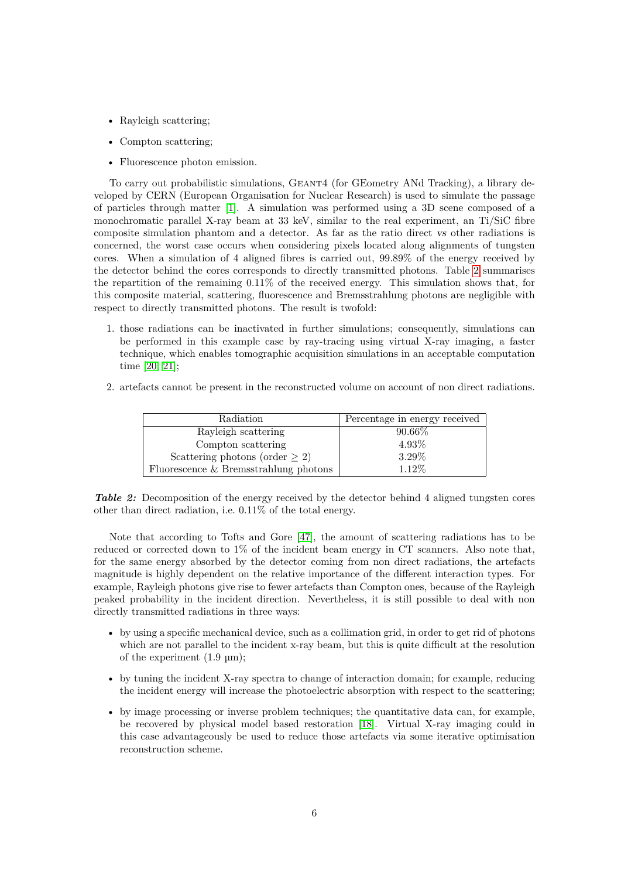- Rayleigh scattering;
- Compton scattering;
- Fluorescence photon emission.

To carry out probabilistic simulations, GEANT4 (for GEometry ANd Tracking), a library developed by CERN (European Organisation for Nuclear Research) is used to simulate the passage of particles through matter [1]. A simulation was performed using a 3D scene composed of a monochromatic parallel X-ray beam at 33 keV, similar to the real experiment, an Ti/SiC fibre composite simulation phantom and a detector. As far as the ratio direct *vs* other radiations is concerned, the worst case occurs when considering pixels located along alignments of tungsten cores. When a simulation of 4 aligned fibres is carried out, 99.89% of the energy received by the detector behind the cores corresponds to directly transmitted photons. Table 2 summarises the repartition of the remaining 0.11% of the received energy. This simulation shows that, for this composite material, scattering, fluorescence and Bremsstrahlung photons are negligible with respect to directly transmitted photons. The result is twofold:

1. those radiations can be inactivated in further simulations; consequently, simulations can be performed in this example case by ray-tracing using virtual X-ray imaging, a faster technique, which enables tomographic acquisition simulations in an acceptable computation time [20, 21];
2. artefacts cannot be present in the reconstructed volume on account of non direct radiations.

| Radiation | Percentage in energy received |
| --- | --- |
| Rayleigh scattering | 90.66% |
| Compton scattering | 4.93% |
| Scattering photons (order $\geq 2$) | 3.29% |
| Fluorescence & Bremsstrahlung photons | 1.12% |

***Table 2:*** Decomposition of the energy received by the detector behind 4 aligned tungsten cores other than direct radiation, i.e. 0.11% of the total energy.

Note that according to Tofts and Gore [47], the amount of scattering radiations has to be reduced or corrected down to 1% of the incident beam energy in CT scanners. Also note that, for the same energy absorbed by the detector coming from non direct radiations, the artefacts magnitude is highly dependent on the relative importance of the different interaction types. For example, Rayleigh photons give rise to fewer artefacts than Compton ones, because of the Rayleigh peaked probability in the incident direction. Nevertheless, it is still possible to deal with non directly transmitted radiations in three ways:

- by using a specific mechanical device, such as a collimation grid, in order to get rid of photons which are not parallel to the incident x-ray beam, but this is quite difficult at the resolution of the experiment (1.9 µm);
- by tuning the incident X-ray spectra to change of interaction domain; for example, reducing the incident energy will increase the photoelectric absorption with respect to the scattering;
- by image processing or inverse problem techniques; the quantitative data can, for example, be recovered by physical model based restoration [18]. Virtual X-ray imaging could in this case advantageously be used to reduce those artefacts via some iterative optimisation reconstruction scheme.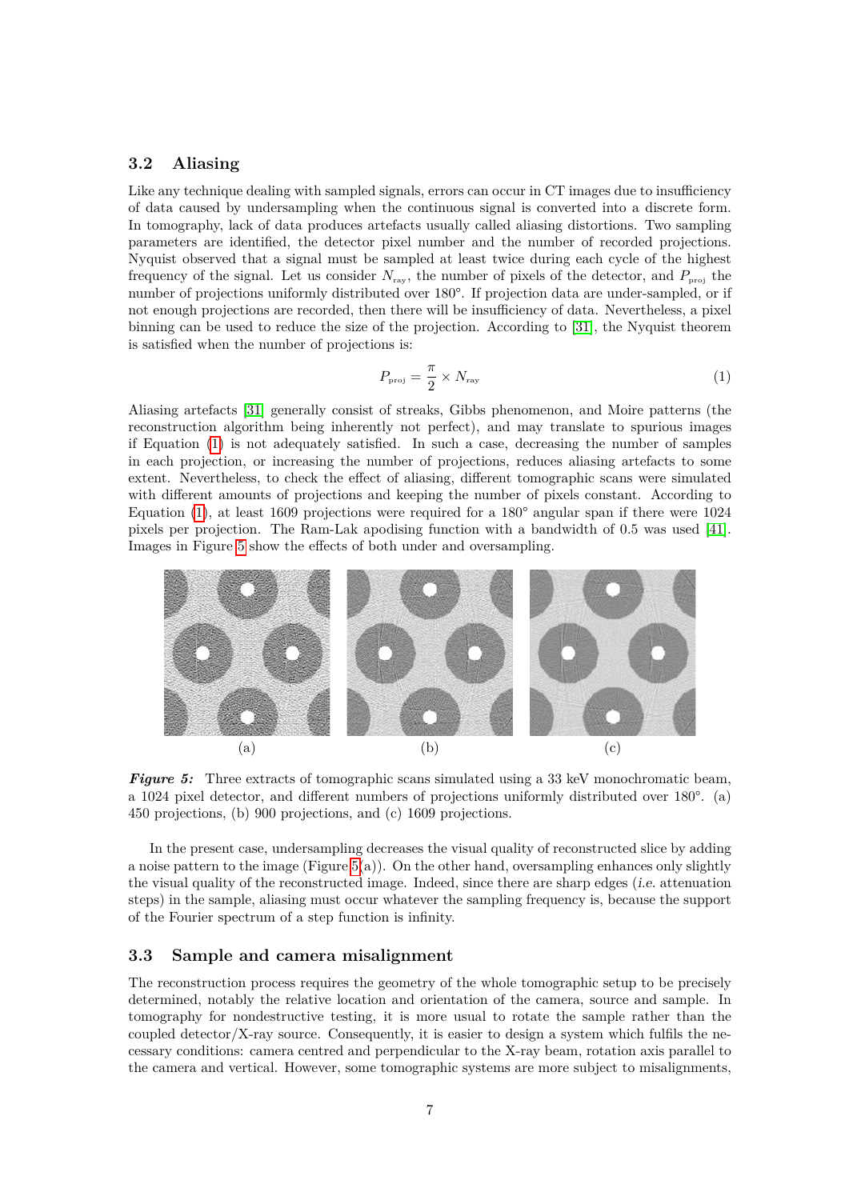### 3.2 Aliasing

Like any technique dealing with sampled signals, errors can occur in CT images due to insufficiency of data caused by undersampling when the continuous signal is converted into a discrete form. In tomography, lack of data produces artefacts usually called aliasing distortions. Two sampling parameters are identified, the detector pixel number and the number of recorded projections. Nyquist observed that a signal must be sampled at least twice during each cycle of the highest frequency of the signal. Let us consider $N_{ray}$, the number of pixels of the detector, and $P_{proj}$ the number of projections uniformly distributed over 180°. If projection data are under-sampled, or if not enough projections are recorded, then there will be insufficiency of data. Nevertheless, a pixel binning can be used to reduce the size of the projection. According to [31], the Nyquist theorem is satisfied when the number of projections is:

$$P_{proj} = \frac{\pi}{2} \times N_{ray} \tag{1}$$

Aliasing artefacts [31] generally consist of streaks, Gibbs phenomenon, and Moire patterns (the reconstruction algorithm being inherently not perfect), and may translate to spurious images if Equation (1) is not adequately satisfied. In such a case, decreasing the number of samples in each projection, or increasing the number of projections, reduces aliasing artefacts to some extent. Nevertheless, to check the effect of aliasing, different tomographic scans were simulated with different amounts of projections and keeping the number of pixels constant. According to Equation (1), at least 1609 projections were required for a 180° angular span if there were 1024 pixels per projection. The Ram-Lak apodising function with a bandwidth of 0.5 was used [41]. Images in Figure 5 show the effects of both under and oversampling.

(a) (b) (c)

***Figure 5:*** Three extracts of tomographic scans simulated using a 33 keV monochromatic beam, a 1024 pixel detector, and different numbers of projections uniformly distributed over 180°. (a) 450 projections, (b) 900 projections, and (c) 1609 projections.

In the present case, undersampling decreases the visual quality of reconstructed slice by adding a noise pattern to the image (Figure 5(a)). On the other hand, oversampling enhances only slightly the visual quality of the reconstructed image. Indeed, since there are sharp edges (*i.e.* attenuation steps) in the sample, aliasing must occur whatever the sampling frequency is, because the support of the Fourier spectrum of a step function is infinity.

### 3.3 Sample and camera misalignment

The reconstruction process requires the geometry of the whole tomographic setup to be precisely determined, notably the relative location and orientation of the camera, source and sample. In tomography for nondestructive testing, it is more usual to rotate the sample rather than the coupled detector/X-ray source. Consequently, it is easier to design a system which fulfils the necessary conditions: camera centred and perpendicular to the X-ray beam, rotation axis parallel to the camera and vertical. However, some tomographic systems are more subject to misalignments,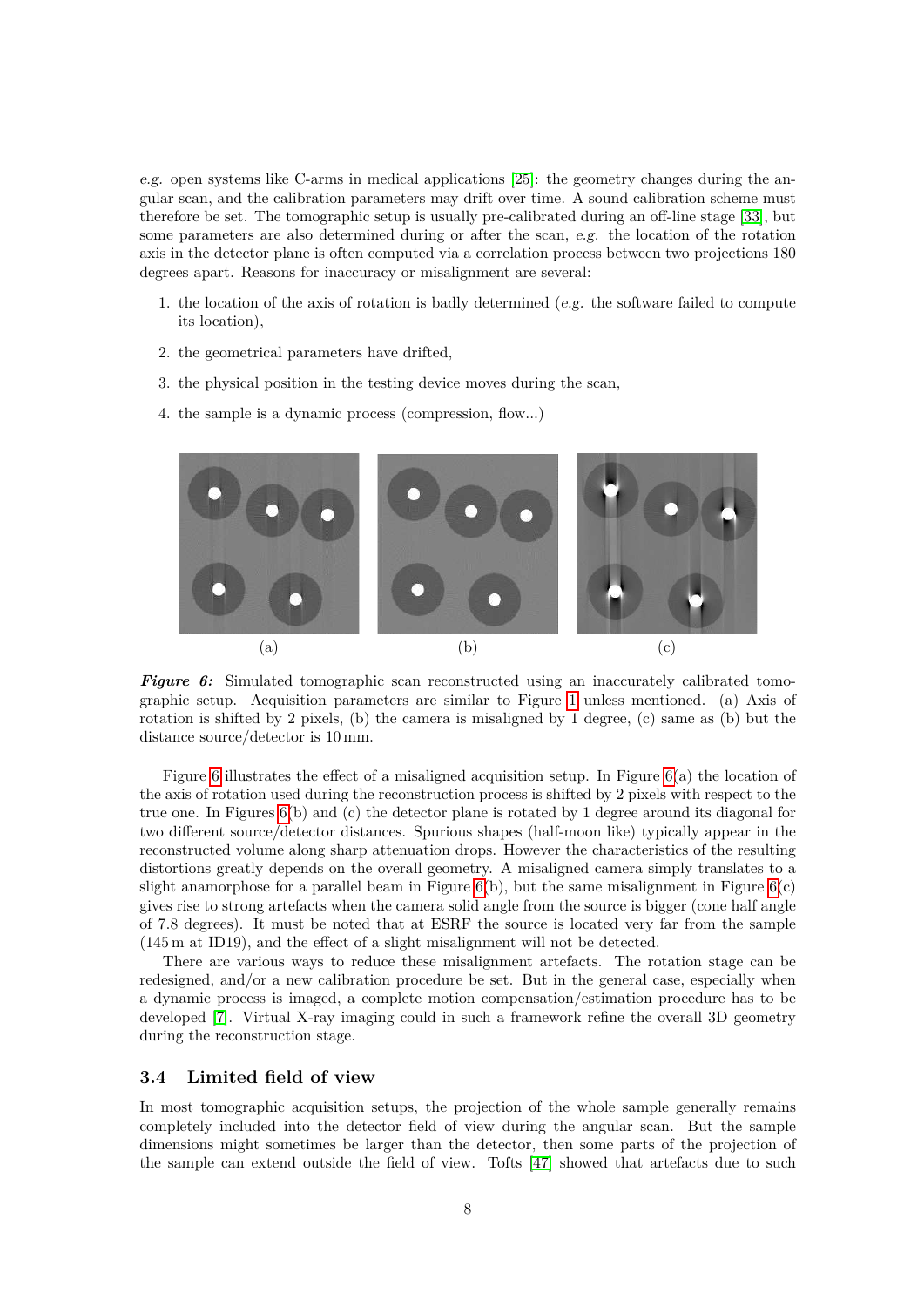*e.g.* open systems like C-arms in medical applications [25]: the geometry changes during the angular scan, and the calibration parameters may drift over time. A sound calibration scheme must therefore be set. The tomographic setup is usually pre-calibrated during an off-line stage [33], but some parameters are also determined during or after the scan, *e.g.* the location of the rotation axis in the detector plane is often computed via a correlation process between two projections 180 degrees apart. Reasons for inaccuracy or misalignment are several:

1. the location of the axis of rotation is badly determined (*e.g.* the software failed to compute its location),
2. the geometrical parameters have drifted,
3. the physical position in the testing device moves during the scan,
4. the sample is a dynamic process (compression, flow...)

(a) (b) (c)

***Figure 6:*** Simulated tomographic scan reconstructed using an inaccurately calibrated tomographic setup. Acquisition parameters are similar to Figure 1 unless mentioned. (a) Axis of rotation is shifted by 2 pixels, (b) the camera is misaligned by 1 degree, (c) same as (b) but the distance source/detector is 10 mm.

Figure 6 illustrates the effect of a misaligned acquisition setup. In Figure 6(a) the location of the axis of rotation used during the reconstruction process is shifted by 2 pixels with respect to the true one. In Figures 6(b) and (c) the detector plane is rotated by 1 degree around its diagonal for two different source/detector distances. Spurious shapes (half-moon like) typically appear in the reconstructed volume along sharp attenuation drops. However the characteristics of the resulting distortions greatly depends on the overall geometry. A misaligned camera simply translates to a slight anamorphose for a parallel beam in Figure 6(b), but the same misalignment in Figure 6(c) gives rise to strong artefacts when the camera solid angle from the source is bigger (cone half angle of 7.8 degrees). It must be noted that at ESRF the source is located very far from the sample (145 m at ID19), and the effect of a slight misalignment will not be detected.

There are various ways to reduce these misalignment artefacts. The rotation stage can be redesigned, and/or a new calibration procedure be set. But in the general case, especially when a dynamic process is imaged, a complete motion compensation/estimation procedure has to be developed [7]. Virtual X-ray imaging could in such a framework refine the overall 3D geometry during the reconstruction stage.

### 3.4 Limited field of view

In most tomographic acquisition setups, the projection of the whole sample generally remains completely included into the detector field of view during the angular scan. But the sample dimensions might sometimes be larger than the detector, then some parts of the projection of the sample can extend outside the field of view. Tofts [47] showed that artefacts due to such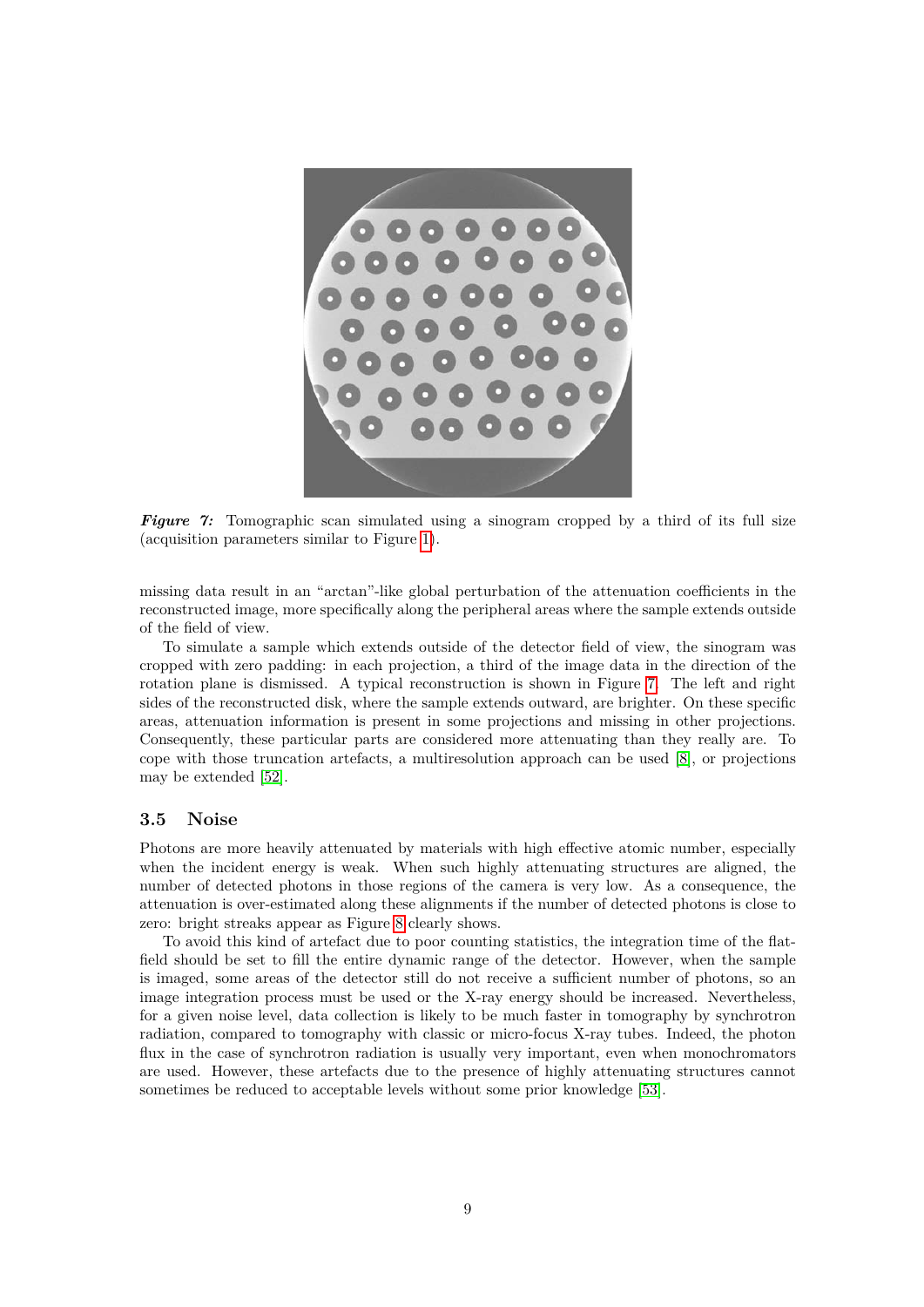*Figure 7:* Tomographic scan simulated using a sinogram cropped by a third of its full size (acquisition parameters similar to Figure 1).

missing data result in an “arctan”-like global perturbation of the attenuation coefficients in the reconstructed image, more specifically along the peripheral areas where the sample extends outside of the field of view.

To simulate a sample which extends outside of the detector field of view, the sinogram was cropped with zero padding: in each projection, a third of the image data in the direction of the rotation plane is dismissed. A typical reconstruction is shown in Figure 7. The left and right sides of the reconstructed disk, where the sample extends outward, are brighter. On these specific areas, attenuation information is present in some projections and missing in other projections. Consequently, these particular parts are considered more attenuating than they really are. To cope with those truncation artefacts, a multiresolution approach can be used [8], or projections may be extended [52].

### 3.5 Noise

Photons are more heavily attenuated by materials with high effective atomic number, especially when the incident energy is weak. When such highly attenuating structures are aligned, the number of detected photons in those regions of the camera is very low. As a consequence, the attenuation is over-estimated along these alignments if the number of detected photons is close to zero: bright streaks appear as Figure 8 clearly shows.

To avoid this kind of artefact due to poor counting statistics, the integration time of the flat-field should be set to fill the entire dynamic range of the detector. However, when the sample is imaged, some areas of the detector still do not receive a sufficient number of photons, so an image integration process must be used or the X-ray energy should be increased. Nevertheless, for a given noise level, data collection is likely to be much faster in tomography by synchrotron radiation, compared to tomography with classic or micro-focus X-ray tubes. Indeed, the photon flux in the case of synchrotron radiation is usually very important, even when monochromators are used. However, these artefacts due to the presence of highly attenuating structures cannot sometimes be reduced to acceptable levels without some prior knowledge [53].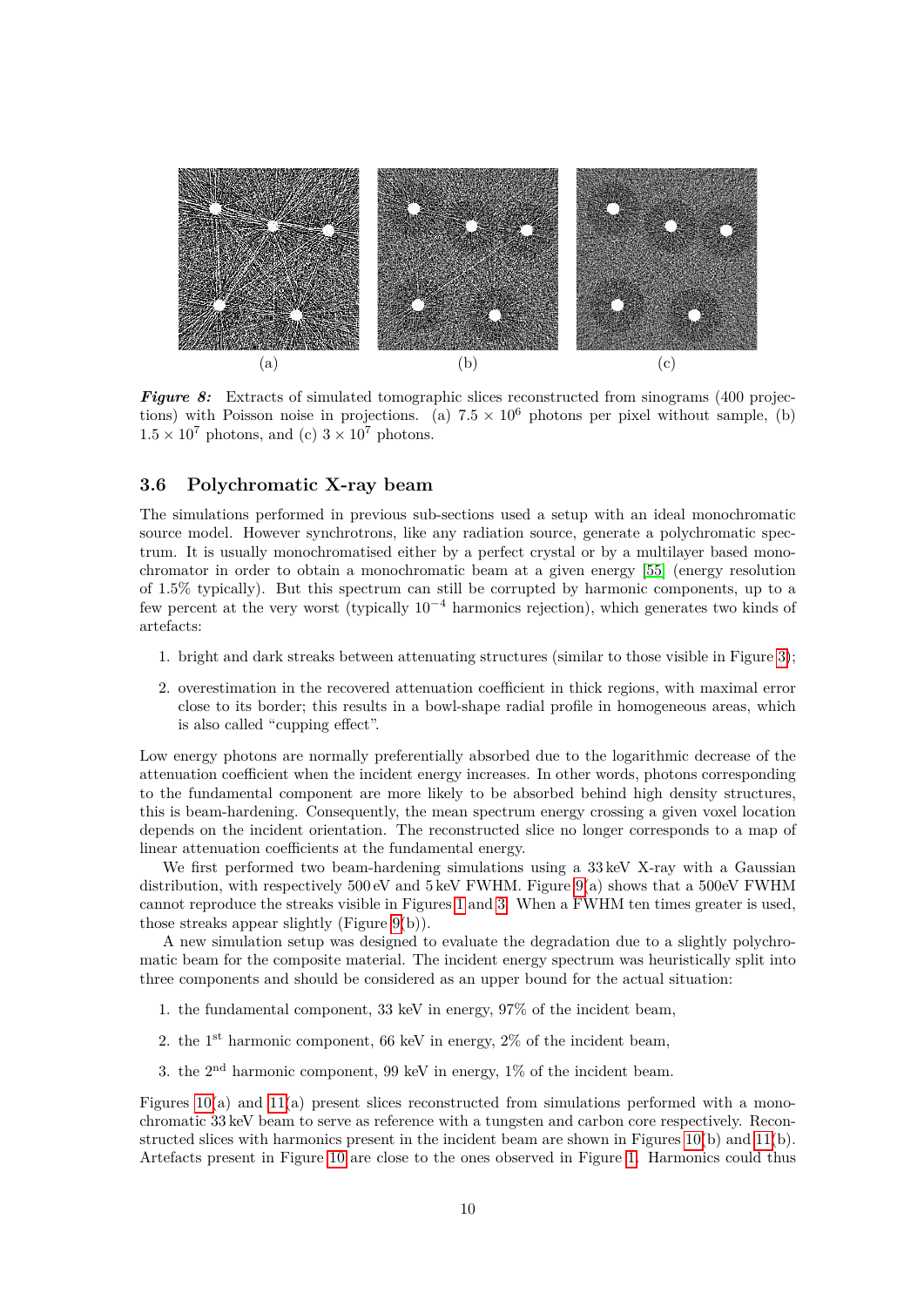(a) (b) (c)

***Figure 8:*** Extracts of simulated tomographic slices reconstructed from sinograms (400 projections) with Poisson noise in projections. (a) $7.5 \times 10^6$ photons per pixel without sample, (b) $1.5 \times 10^7$ photons, and (c) $3 \times 10^7$ photons.

### 3.6 Polychromatic X-ray beam

The simulations performed in previous sub-sections used a setup with an ideal monochromatic source model. However synchrotrons, like any radiation source, generate a polychromatic spectrum. It is usually monochromatised either by a perfect crystal or by a multilayer based monochromator in order to obtain a monochromatic beam at a given energy [55] (energy resolution of 1.5% typically). But this spectrum can still be corrupted by harmonic components, up to a few percent at the very worst (typically $10^{-4}$ harmonics rejection), which generates two kinds of artefacts:

1. bright and dark streaks between attenuating structures (similar to those visible in Figure 3);
2. overestimation in the recovered attenuation coefficient in thick regions, with maximal error close to its border; this results in a bowl-shape radial profile in homogeneous areas, which is also called "cupping effect".

Low energy photons are normally preferentially absorbed due to the logarithmic decrease of the attenuation coefficient when the incident energy increases. In other words, photons corresponding to the fundamental component are more likely to be absorbed behind high density structures, this is beam-hardening. Consequently, the mean spectrum energy crossing a given voxel location depends on the incident orientation. The reconstructed slice no longer corresponds to a map of linear attenuation coefficients at the fundamental energy.

We first performed two beam-hardening simulations using a 33 keV X-ray with a Gaussian distribution, with respectively 500 eV and 5 keV FWHM. Figure 9(a) shows that a 500eV FWHM cannot reproduce the streaks visible in Figures 1 and 3. When a FWHM ten times greater is used, those streaks appear slightly (Figure 9(b)).

A new simulation setup was designed to evaluate the degradation due to a slightly polychromatic beam for the composite material. The incident energy spectrum was heuristically split into three components and should be considered as an upper bound for the actual situation:

1. the fundamental component, 33 keV in energy, 97% of the incident beam,
2. the 1st harmonic component, 66 keV in energy, 2% of the incident beam,
3. the 2nd harmonic component, 99 keV in energy, 1% of the incident beam.

Figures 10(a) and 11(a) present slices reconstructed from simulations performed with a monochromatic 33 keV beam to serve as reference with a tungsten and carbon core respectively. Reconstructed slices with harmonics present in the incident beam are shown in Figures 10(b) and 11(b). Artefacts present in Figure 10 are close to the ones observed in Figure 1. Harmonics could thus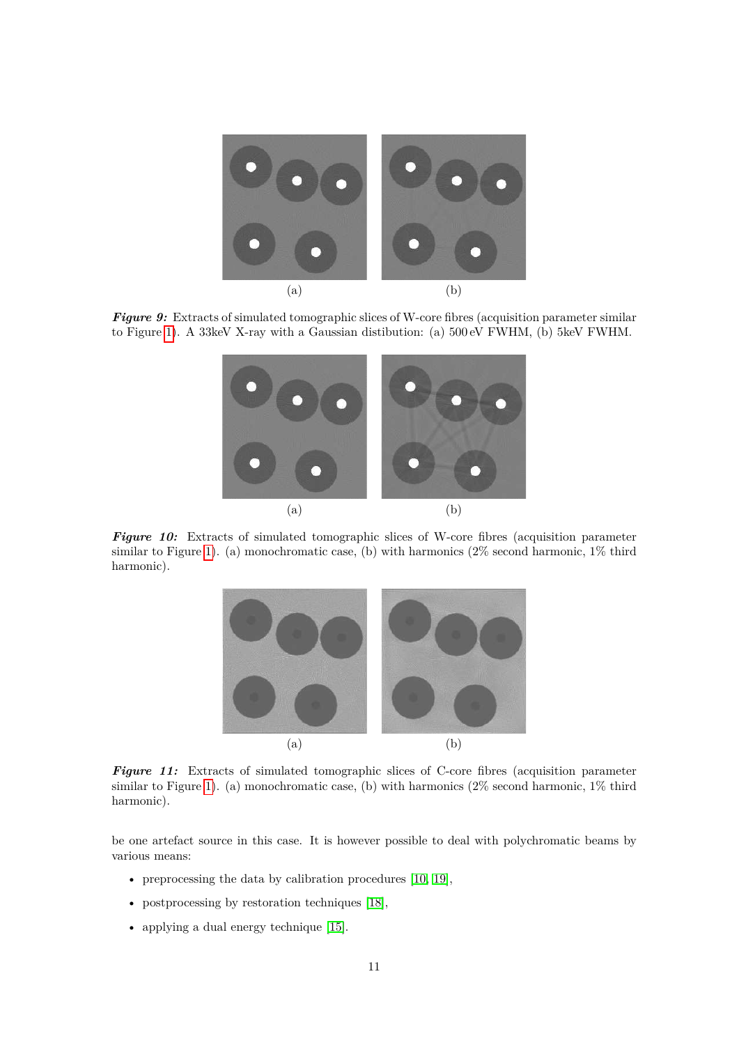(a) (b)

***Figure 9:*** Extracts of simulated tomographic slices of W-core fibres (acquisition parameter similar to Figure 1). A 33keV X-ray with a Gaussian distibution: (a) 500 eV FWHM, (b) 5keV FWHM.

(a) (b)

***Figure 10:*** Extracts of simulated tomographic slices of W-core fibres (acquisition parameter similar to Figure 1). (a) monochromatic case, (b) with harmonics (2% second harmonic, 1% third harmonic).

(a) (b)

***Figure 11:*** Extracts of simulated tomographic slices of C-core fibres (acquisition parameter similar to Figure 1). (a) monochromatic case, (b) with harmonics (2% second harmonic, 1% third harmonic).

be one artefact source in this case. It is however possible to deal with polychromatic beams by various means:

- preprocessing the data by calibration procedures [10, 19],
- postprocessing by restoration techniques [18],
- applying a dual energy technique [15].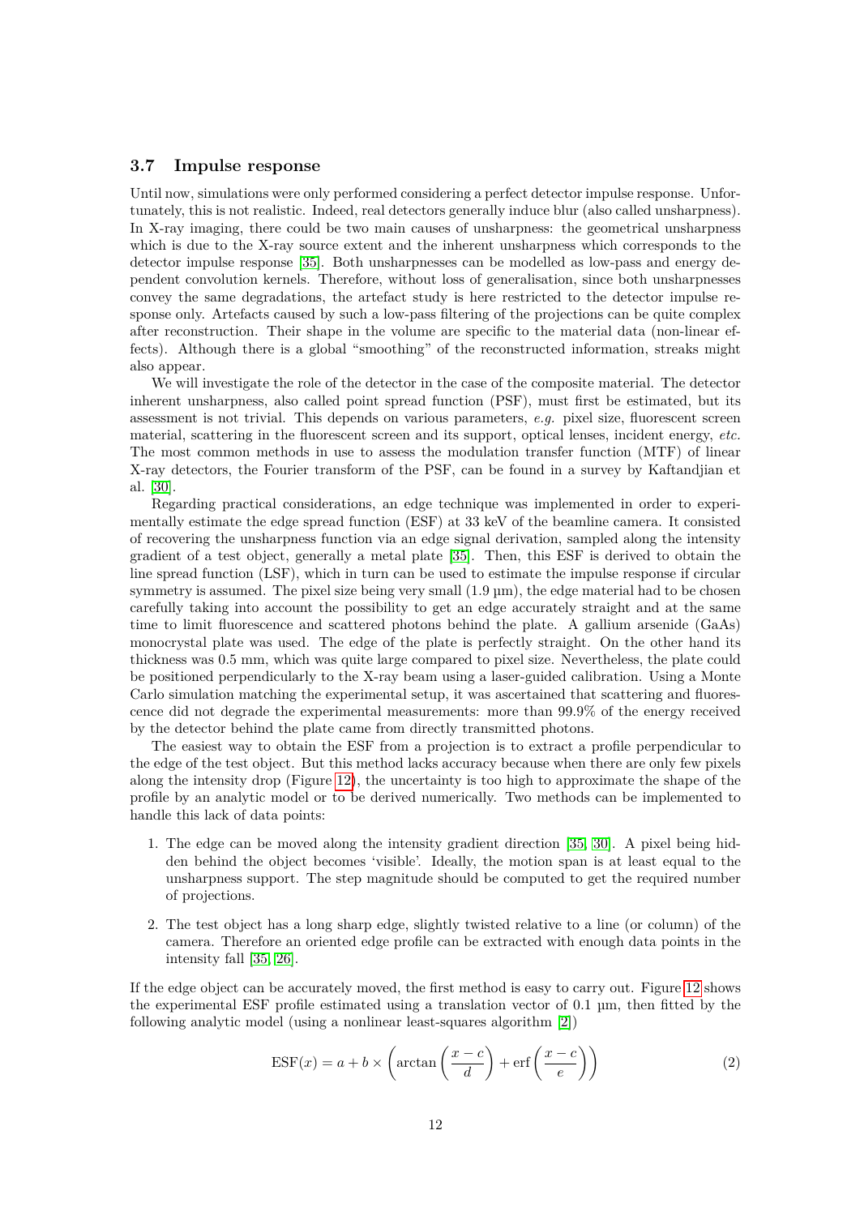### 3.7 Impulse response

Until now, simulations were only performed considering a perfect detector impulse response. Unfortunately, this is not realistic. Indeed, real detectors generally induce blur (also called unsharpness). In X-ray imaging, there could be two main causes of unsharpness: the geometrical unsharpness which is due to the X-ray source extent and the inherent unsharpness which corresponds to the detector impulse response [35]. Both unsharpnesses can be modelled as low-pass and energy dependent convolution kernels. Therefore, without loss of generalisation, since both unsharpnesses convey the same degradations, the artefact study is here restricted to the detector impulse response only. Artefacts caused by such a low-pass filtering of the projections can be quite complex after reconstruction. Their shape in the volume are specific to the material data (non-linear effects). Although there is a global "smoothing" of the reconstructed information, streaks might also appear.

We will investigate the role of the detector in the case of the composite material. The detector inherent unsharpness, also called point spread function (PSF), must first be estimated, but its assessment is not trivial. This depends on various parameters, *e.g.* pixel size, fluorescent screen material, scattering in the fluorescent screen and its support, optical lenses, incident energy, *etc.* The most common methods in use to assess the modulation transfer function (MTF) of linear X-ray detectors, the Fourier transform of the PSF, can be found in a survey by Kaftandjian et al. [30].

Regarding practical considerations, an edge technique was implemented in order to experimentally estimate the edge spread function (ESF) at 33 keV of the beamline camera. It consisted of recovering the unsharpness function via an edge signal derivation, sampled along the intensity gradient of a test object, generally a metal plate [35]. Then, this ESF is derived to obtain the line spread function (LSF), which in turn can be used to estimate the impulse response if circular symmetry is assumed. The pixel size being very small (1.9 µm), the edge material had to be chosen carefully taking into account the possibility to get an edge accurately straight and at the same time to limit fluorescence and scattered photons behind the plate. A gallium arsenide (GaAs) monocrystal plate was used. The edge of the plate is perfectly straight. On the other hand its thickness was 0.5 mm, which was quite large compared to pixel size. Nevertheless, the plate could be positioned perpendicularly to the X-ray beam using a laser-guided calibration. Using a Monte Carlo simulation matching the experimental setup, it was ascertained that scattering and fluorescence did not degrade the experimental measurements: more than 99.9% of the energy received by the detector behind the plate came from directly transmitted photons.

The easiest way to obtain the ESF from a projection is to extract a profile perpendicular to the edge of the test object. But this method lacks accuracy because when there are only few pixels along the intensity drop (Figure 12), the uncertainty is too high to approximate the shape of the profile by an analytic model or to be derived numerically. Two methods can be implemented to handle this lack of data points:

1. The edge can be moved along the intensity gradient direction [35, 30]. A pixel being hidden behind the object becomes 'visible'. Ideally, the motion span is at least equal to the unsharpness support. The step magnitude should be computed to get the required number of projections.
2. The test object has a long sharp edge, slightly twisted relative to a line (or column) of the camera. Therefore an oriented edge profile can be extracted with enough data points in the intensity fall [35, 26].

If the edge object can be accurately moved, the first method is easy to carry out. Figure 12 shows the experimental ESF profile estimated using a translation vector of 0.1 µm, then fitted by the following analytic model (using a nonlinear least-squares algorithm [2])

$$\mathrm{ESF}(x) = a + b \times \left( \arctan\left(\frac{x-c}{d}\right) + \mathrm{erf}\left(\frac{x-c}{e}\right) \right) \tag{2}$$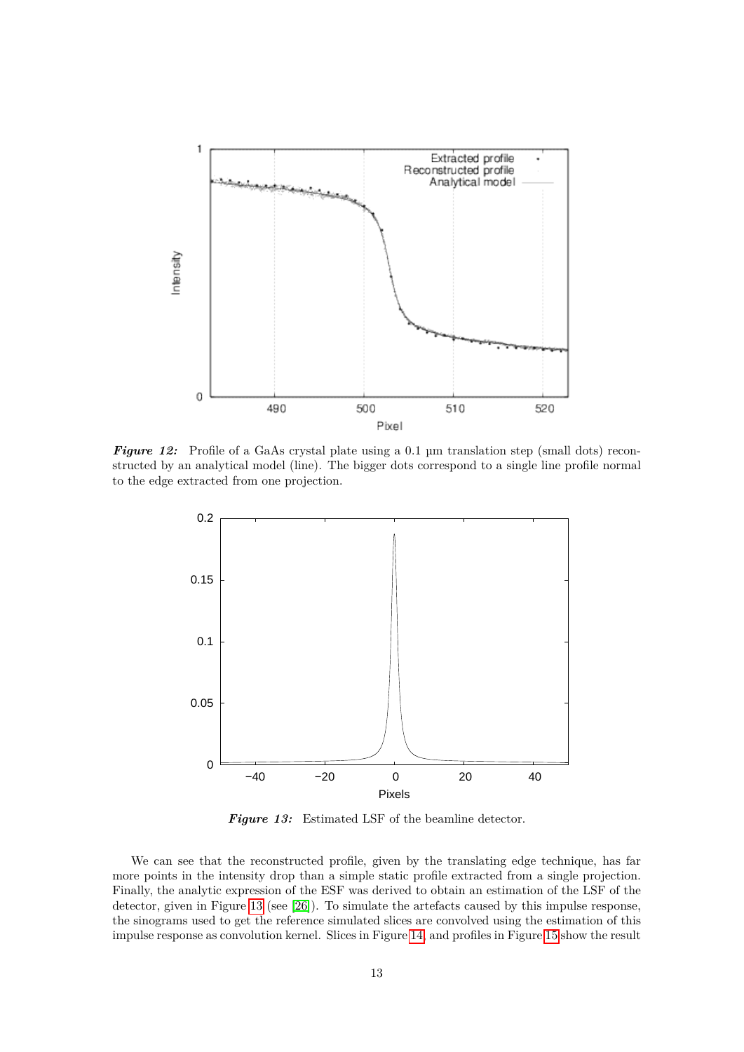*Figure 12:* Profile of a GaAs crystal plate using a 0.1 µm translation step (small dots) reconstructed by an analytical model (line). The bigger dots correspond to a single line profile normal to the edge extracted from one projection.

*Figure 13:* Estimated LSF of the beamline detector.

We can see that the reconstructed profile, given by the translating edge technique, has far more points in the intensity drop than a simple static profile extracted from a single projection. Finally, the analytic expression of the ESF was derived to obtain an estimation of the LSF of the detector, given in Figure 13 (see [26]). To simulate the artefacts caused by this impulse response, the sinograms used to get the reference simulated slices are convolved using the estimation of this impulse response as convolution kernel. Slices in Figure 14, and profiles in Figure 15 show the result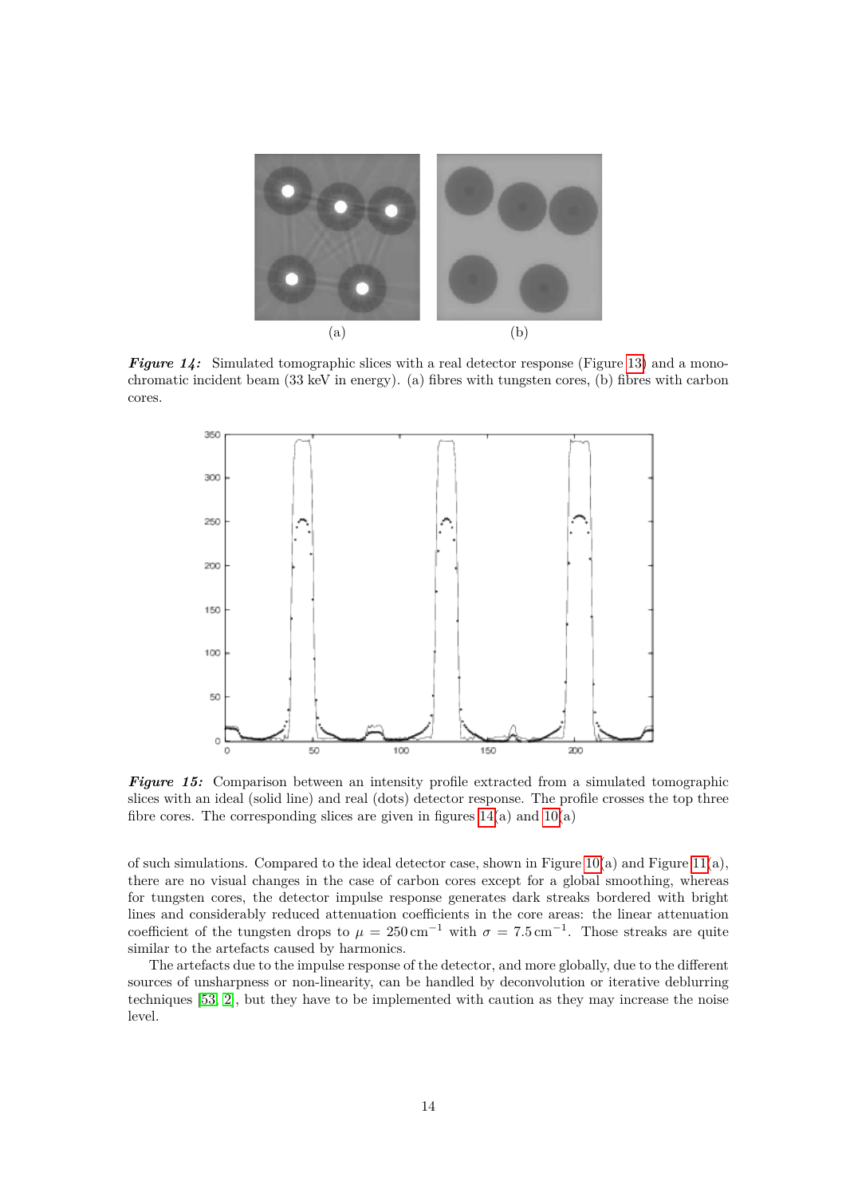(a) (b)

***Figure 14:*** Simulated tomographic slices with a real detector response (Figure 13) and a monochromatic incident beam (33 keV in energy). (a) fibres with tungsten cores, (b) fibres with carbon cores.

***Figure 15:*** Comparison between an intensity profile extracted from a simulated tomographic slices with an ideal (solid line) and real (dots) detector response. The profile crosses the top three fibre cores. The corresponding slices are given in figures 14(a) and 10(a)

of such simulations. Compared to the ideal detector case, shown in Figure 10(a) and Figure 11(a), there are no visual changes in the case of carbon cores except for a global smoothing, whereas for tungsten cores, the detector impulse response generates dark streaks bordered with bright lines and considerably reduced attenuation coefficients in the core areas: the linear attenuation coefficient of the tungsten drops to $\mu = 250\,\mathrm{cm}^{-1}$ with $\sigma = 7.5\,\mathrm{cm}^{-1}$. Those streaks are quite similar to the artefacts caused by harmonics.

The artefacts due to the impulse response of the detector, and more globally, due to the different sources of unsharpness or non-linearity, can be handled by deconvolution or iterative deblurring techniques [53, 2], but they have to be implemented with caution as they may increase the noise level.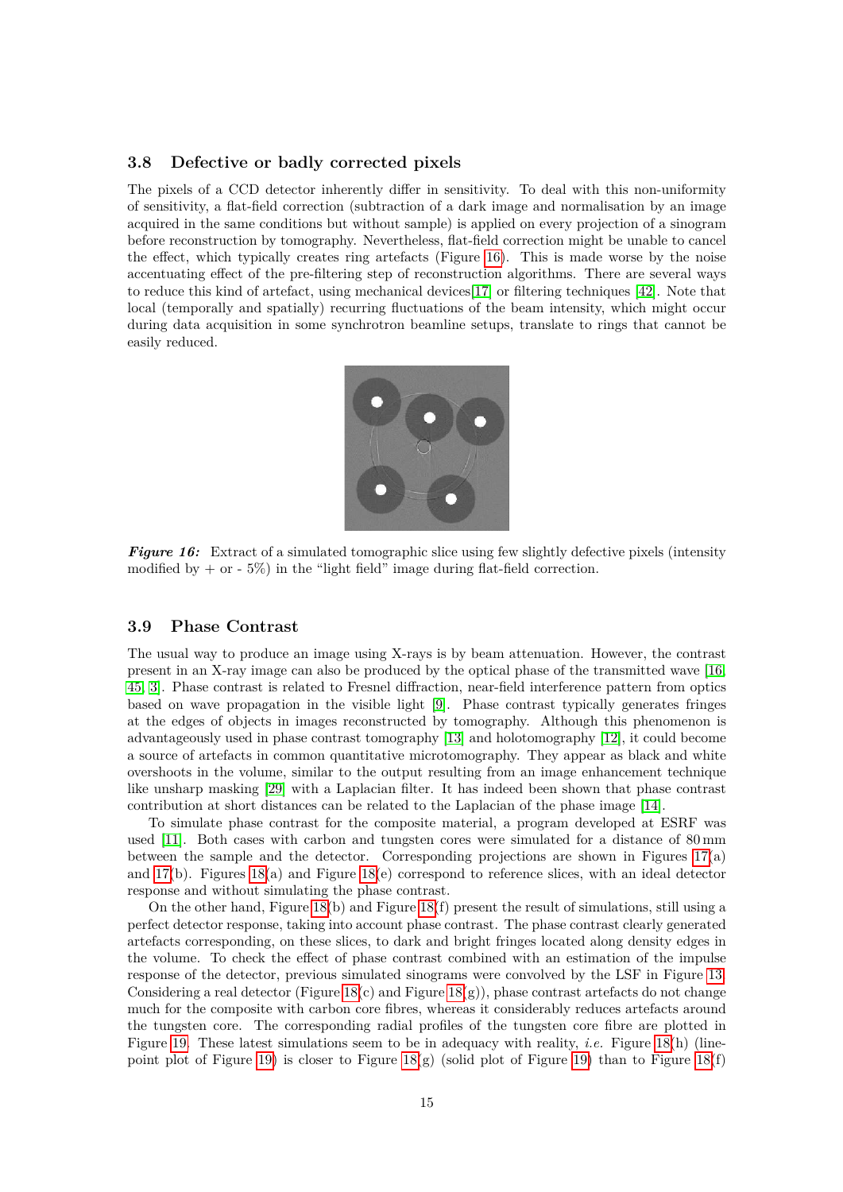### 3.8 Defective or badly corrected pixels

The pixels of a CCD detector inherently differ in sensitivity. To deal with this non-uniformity of sensitivity, a flat-field correction (subtraction of a dark image and normalisation by an image acquired in the same conditions but without sample) is applied on every projection of a sinogram before reconstruction by tomography. Nevertheless, flat-field correction might be unable to cancel the effect, which typically creates ring artefacts (Figure 16). This is made worse by the noise accentuating effect of the pre-filtering step of reconstruction algorithms. There are several ways to reduce this kind of artefact, using mechanical devices[17] or filtering techniques [42]. Note that local (temporally and spatially) recurring fluctuations of the beam intensity, which might occur during data acquisition in some synchrotron beamline setups, translate to rings that cannot be easily reduced.

***Figure 16:*** Extract of a simulated tomographic slice using few slightly defective pixels (intensity modified by + or - 5%) in the "light field" image during flat-field correction.

### 3.9 Phase Contrast

The usual way to produce an image using X-rays is by beam attenuation. However, the contrast present in an X-ray image can also be produced by the optical phase of the transmitted wave [16, 45, 3]. Phase contrast is related to Fresnel diffraction, near-field interference pattern from optics based on wave propagation in the visible light [9]. Phase contrast typically generates fringes at the edges of objects in images reconstructed by tomography. Although this phenomenon is advantageously used in phase contrast tomography [13] and holotomography [12], it could become a source of artefacts in common quantitative microtomography. They appear as black and white overshoots in the volume, similar to the output resulting from an image enhancement technique like unsharp masking [29] with a Laplacian filter. It has indeed been shown that phase contrast contribution at short distances can be related to the Laplacian of the phase image [14].

To simulate phase contrast for the composite material, a program developed at ESRF was used [11]. Both cases with carbon and tungsten cores were simulated for a distance of 80 mm between the sample and the detector. Corresponding projections are shown in Figures 17(a) and 17(b). Figures 18(a) and Figure 18(e) correspond to reference slices, with an ideal detector response and without simulating the phase contrast.

On the other hand, Figure 18(b) and Figure 18(f) present the result of simulations, still using a perfect detector response, taking into account phase contrast. The phase contrast clearly generated artefacts corresponding, on these slices, to dark and bright fringes located along density edges in the volume. To check the effect of phase contrast combined with an estimation of the impulse response of the detector, previous simulated sinograms were convolved by the LSF in Figure 13. Considering a real detector (Figure 18(c) and Figure 18(g)), phase contrast artefacts do not change much for the composite with carbon core fibres, whereas it considerably reduces artefacts around the tungsten core. The corresponding radial profiles of the tungsten core fibre are plotted in Figure 19. These latest simulations seem to be in adequacy with reality, *i.e.* Figure 18(h) (line-point plot of Figure 19) is closer to Figure 18(g) (solid plot of Figure 19) than to Figure 18(f)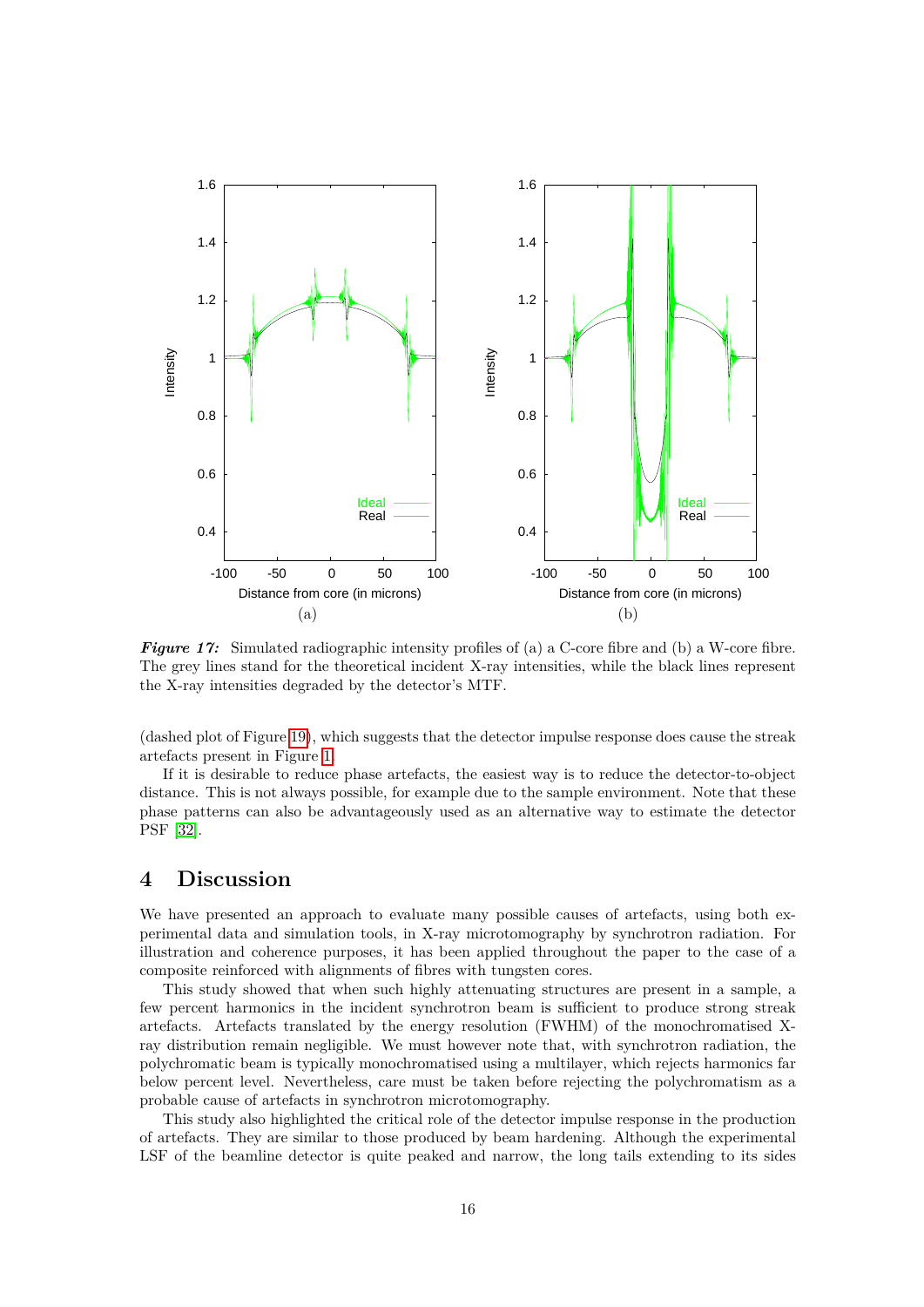Figure 17: Simulated radiographic intensity profiles of (a) a C-core fibre and (b) a W-core fibre. The grey lines stand for the theoretical incident X-ray intensities, while the black lines represent the X-ray intensities degraded by the detector's MTF.

(dashed plot of Figure 19), which suggests that the detector impulse response does cause the streak artefacts present in Figure 1.

If it is desirable to reduce phase artefacts, the easiest way is to reduce the detector-to-object distance. This is not always possible, for example due to the sample environment. Note that these phase patterns can also be advantageously used as an alternative way to estimate the detector PSF [32].

# 4 Discussion

We have presented an approach to evaluate many possible causes of artefacts, using both experimental data and simulation tools, in X-ray microtomography by synchrotron radiation. For illustration and coherence purposes, it has been applied throughout the paper to the case of a composite reinforced with alignments of fibres with tungsten cores.

This study showed that when such highly attenuating structures are present in a sample, a few percent harmonics in the incident synchrotron beam is sufficient to produce strong streak artefacts. Artefacts translated by the energy resolution (FWHM) of the monochromatised X-ray distribution remain negligible. We must however note that, with synchrotron radiation, the polychromatic beam is typically monochromatised using a multilayer, which rejects harmonics far below percent level. Nevertheless, care must be taken before rejecting the polychromatism as a probable cause of artefacts in synchrotron microtomography.

This study also highlighted the critical role of the detector impulse response in the production of artefacts. They are similar to those produced by beam hardening. Although the experimental LSF of the beamline detector is quite peaked and narrow, the long tails extending to its sides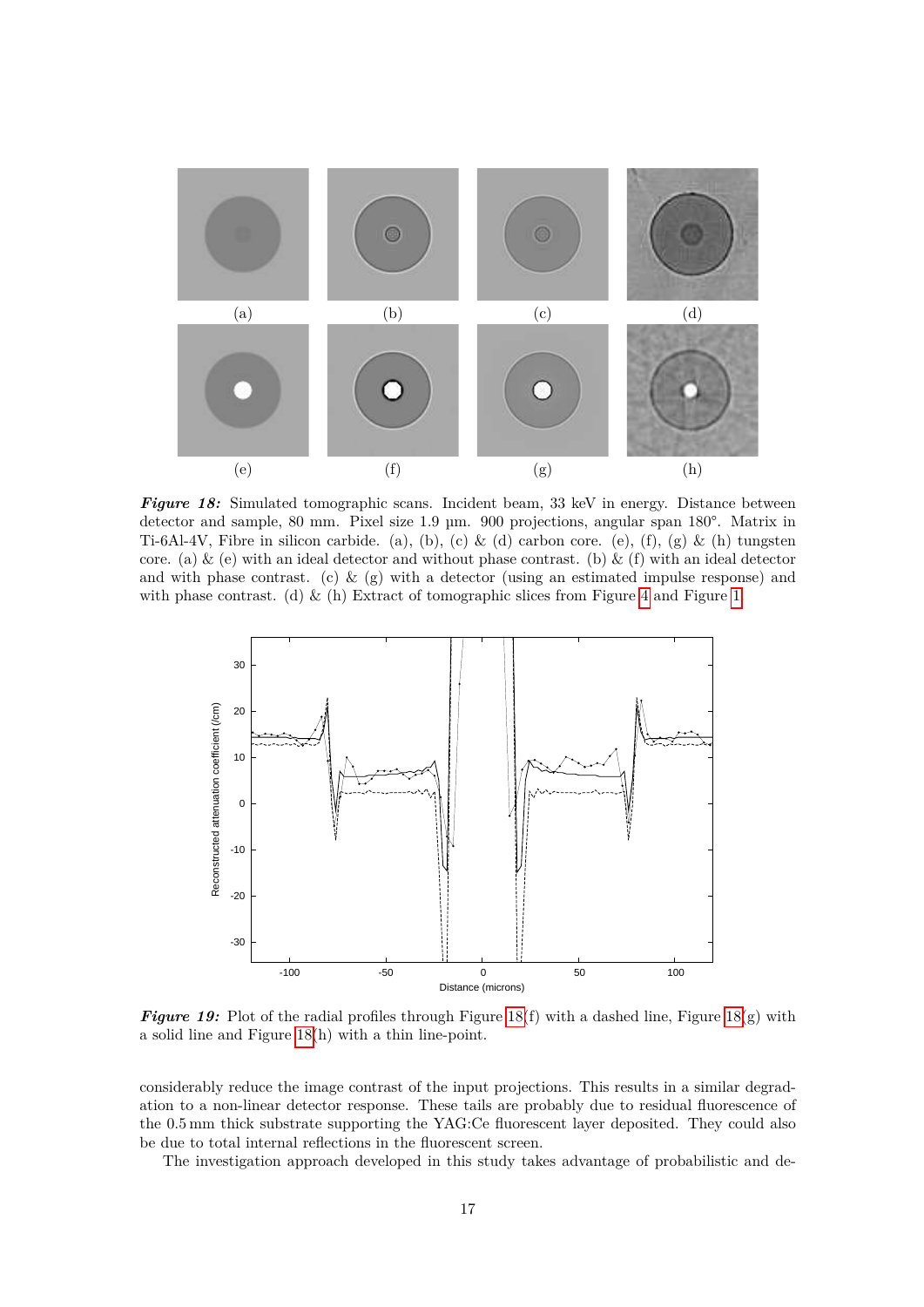*Figure 18:* Simulated tomographic scans. Incident beam, 33 keV in energy. Distance between detector and sample, 80 mm. Pixel size 1.9 µm. 900 projections, angular span 180°. Matrix in Ti-6Al-4V, Fibre in silicon carbide. (a), (b), (c) & (d) carbon core. (e), (f), (g) & (h) tungsten core. (a) & (e) with an ideal detector and without phase contrast. (b) & (f) with an ideal detector and with phase contrast. (c) & (g) with a detector (using an estimated impulse response) and with phase contrast. (d) & (h) Extract of tomographic slices from Figure 4 and Figure 1.

*Figure 19:* Plot of the radial profiles through Figure 18(f) with a dashed line, Figure 18(g) with a solid line and Figure 18(h) with a thin line-point.

considerably reduce the image contrast of the input projections. This results in a similar degradation to a non-linear detector response. These tails are probably due to residual fluorescence of the 0.5 mm thick substrate supporting the YAG:Ce fluorescent layer deposited. They could also be due to total internal reflections in the fluorescent screen.

The investigation approach developed in this study takes advantage of probabilistic and de-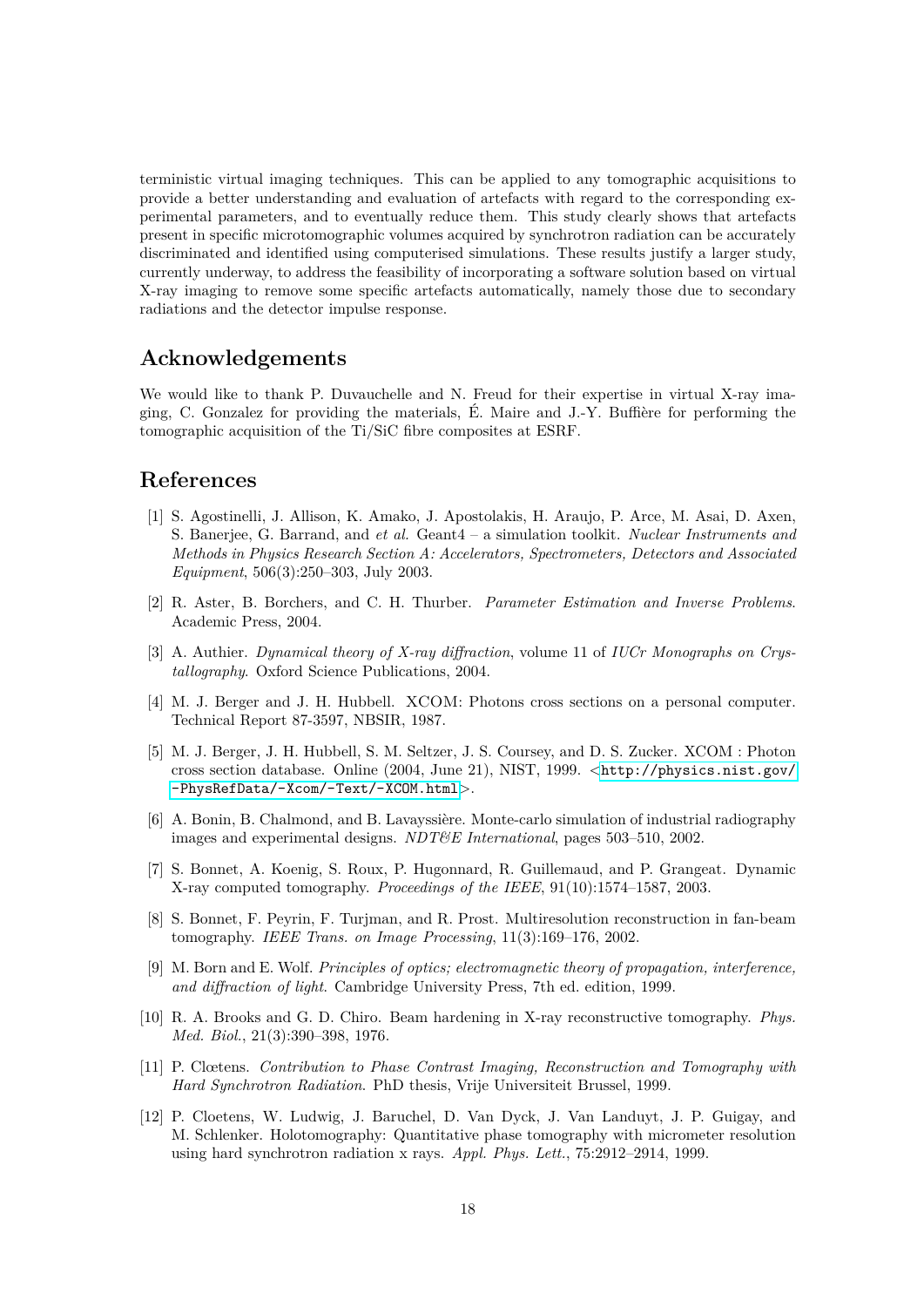terministic virtual imaging techniques. This can be applied to any tomographic acquisitions to provide a better understanding and evaluation of artefacts with regard to the corresponding experimental parameters, and to eventually reduce them. This study clearly shows that artefacts present in specific microtomographic volumes acquired by synchrotron radiation can be accurately discriminated and identified using computerised simulations. These results justify a larger study, currently underway, to address the feasibility of incorporating a software solution based on virtual X-ray imaging to remove some specific artefacts automatically, namely those due to secondary radiations and the detector impulse response.

## Acknowledgements

We would like to thank P. Duvauchelle and N. Freud for their expertise in virtual X-ray imaging, C. Gonzalez for providing the materials, É. Maire and J.-Y. Buffière for performing the tomographic acquisition of the Ti/SiC fibre composites at ESRF.

## References

[1] S. Agostinelli, J. Allison, K. Amako, J. Apostolakis, H. Araujo, P. Arce, M. Asai, D. Axen, S. Banerjee, G. Barrand, and *et al.* Geant4 – a simulation toolkit. *Nuclear Instruments and Methods in Physics Research Section A: Accelerators, Spectrometers, Detectors and Associated Equipment*, 506(3):250–303, July 2003.

[2] R. Aster, B. Borchers, and C. H. Thurber. *Parameter Estimation and Inverse Problems*. Academic Press, 2004.

[3] A. Authier. *Dynamical theory of X-ray diffraction*, volume 11 of *IUCr Monographs on Crystallography*. Oxford Science Publications, 2004.

[4] M. J. Berger and J. H. Hubbell. XCOM: Photons cross sections on a personal computer. Technical Report 87-3597, NBSIR, 1987.

[5] M. J. Berger, J. H. Hubbell, S. M. Seltzer, J. S. Coursey, and D. S. Zucker. XCOM : Photon cross section database. Online (2004, June 21), NIST, 1999. <http://physics.nist.gov/-PhysRefData/-Xcom/-Text/-XCOM.html>.

[6] A. Bonin, B. Chalmond, and B. Lavayssière. Monte-carlo simulation of industrial radiography images and experimental designs. *NDT&E International*, pages 503–510, 2002.

[7] S. Bonnet, A. Koenig, S. Roux, P. Hugonnard, R. Guillemaud, and P. Grangeat. Dynamic X-ray computed tomography. *Proceedings of the IEEE*, 91(10):1574–1587, 2003.

[8] S. Bonnet, F. Peyrin, F. Turjman, and R. Prost. Multiresolution reconstruction in fan-beam tomography. *IEEE Trans. on Image Processing*, 11(3):169–176, 2002.

[9] M. Born and E. Wolf. *Principles of optics; electromagnetic theory of propagation, interference, and diffraction of light*. Cambridge University Press, 7th ed. edition, 1999.

[10] R. A. Brooks and G. D. Chiro. Beam hardening in X-ray reconstructive tomography. *Phys. Med. Biol.*, 21(3):390–398, 1976.

[11] P. Clœtens. *Contribution to Phase Contrast Imaging, Reconstruction and Tomography with Hard Synchrotron Radiation*. PhD thesis, Vrije Universiteit Brussel, 1999.

[12] P. Cloetens, W. Ludwig, J. Baruchel, D. Van Dyck, J. Van Landuyt, J. P. Guigay, and M. Schlenker. Holotomography: Quantitative phase tomography with micrometer resolution using hard synchrotron radiation x rays. *Appl. Phys. Lett.*, 75:2912–2914, 1999.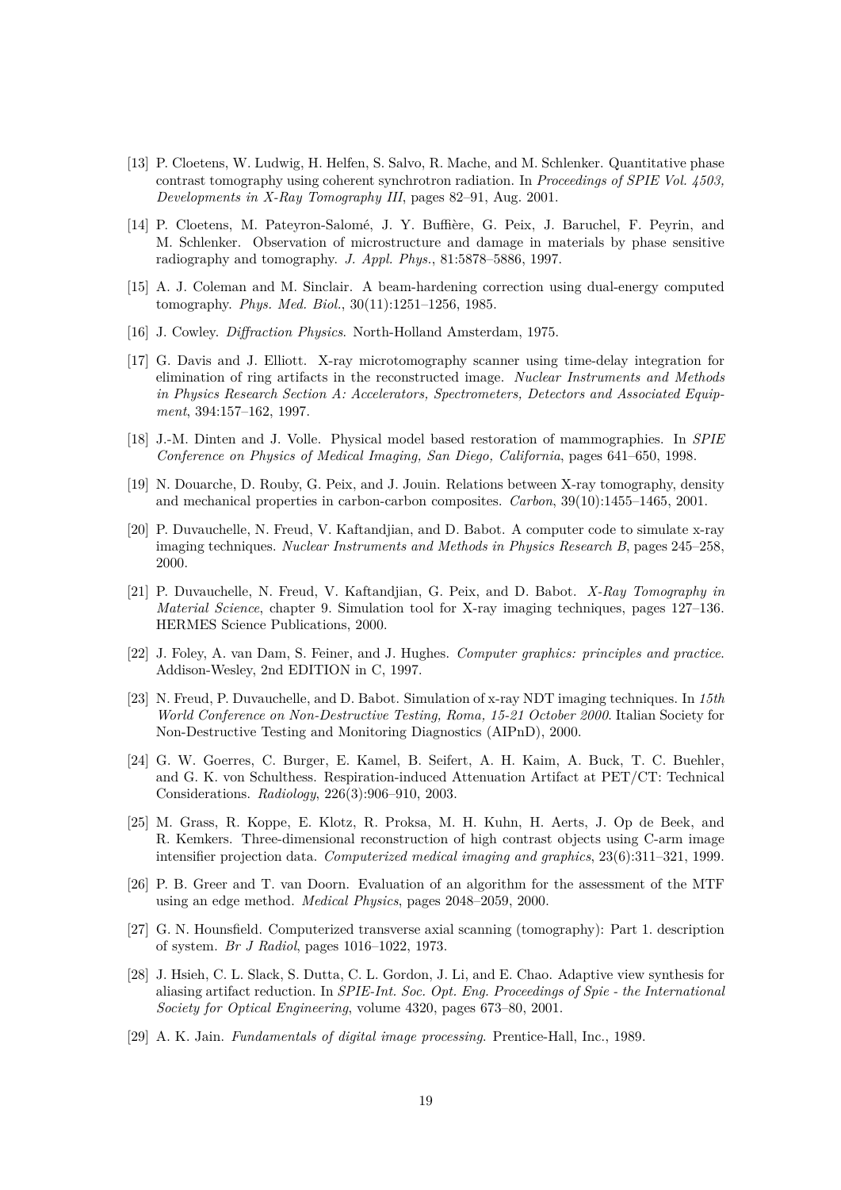[13] P. Cloetens, W. Ludwig, H. Helfen, S. Salvo, R. Mache, and M. Schlenker. Quantitative phase contrast tomography using coherent synchrotron radiation. In *Proceedings of SPIE Vol. 4503, Developments in X-Ray Tomography III*, pages 82–91, Aug. 2001.

[14] P. Cloetens, M. Pateyron-Salomé, J. Y. Buffière, G. Peix, J. Baruchel, F. Peyrin, and M. Schlenker. Observation of microstructure and damage in materials by phase sensitive radiography and tomography. *J. Appl. Phys.*, 81:5878–5886, 1997.

[15] A. J. Coleman and M. Sinclair. A beam-hardening correction using dual-energy computed tomography. *Phys. Med. Biol.*, 30(11):1251–1256, 1985.

[16] J. Cowley. *Diffraction Physics*. North-Holland Amsterdam, 1975.

[17] G. Davis and J. Elliott. X-ray microtomography scanner using time-delay integration for elimination of ring artifacts in the reconstructed image. *Nuclear Instruments and Methods in Physics Research Section A: Accelerators, Spectrometers, Detectors and Associated Equipment*, 394:157–162, 1997.

[18] J.-M. Dinten and J. Volle. Physical model based restoration of mammographies. In *SPIE Conference on Physics of Medical Imaging, San Diego, California*, pages 641–650, 1998.

[19] N. Douarche, D. Rouby, G. Peix, and J. Jouin. Relations between X-ray tomography, density and mechanical properties in carbon-carbon composites. *Carbon*, 39(10):1455–1465, 2001.

[20] P. Duvauchelle, N. Freud, V. Kaftandjian, and D. Babot. A computer code to simulate x-ray imaging techniques. *Nuclear Instruments and Methods in Physics Research B*, pages 245–258, 2000.

[21] P. Duvauchelle, N. Freud, V. Kaftandjian, G. Peix, and D. Babot. *X-Ray Tomography in Material Science*, chapter 9. Simulation tool for X-ray imaging techniques, pages 127–136. HERMES Science Publications, 2000.

[22] J. Foley, A. van Dam, S. Feiner, and J. Hughes. *Computer graphics: principles and practice*. Addison-Wesley, 2nd EDITION in C, 1997.

[23] N. Freud, P. Duvauchelle, and D. Babot. Simulation of x-ray NDT imaging techniques. In *15th World Conference on Non-Destructive Testing, Roma, 15-21 October 2000*. Italian Society for Non-Destructive Testing and Monitoring Diagnostics (AIPnD), 2000.

[24] G. W. Goerres, C. Burger, E. Kamel, B. Seifert, A. H. Kaim, A. Buck, T. C. Buehler, and G. K. von Schulthess. Respiration-induced Attenuation Artifact at PET/CT: Technical Considerations. *Radiology*, 226(3):906–910, 2003.

[25] M. Grass, R. Koppe, E. Klotz, R. Proksa, M. H. Kuhn, H. Aerts, J. Op de Beek, and R. Kemkers. Three-dimensional reconstruction of high contrast objects using C-arm image intensifier projection data. *Computerized medical imaging and graphics*, 23(6):311–321, 1999.

[26] P. B. Greer and T. van Doorn. Evaluation of an algorithm for the assessment of the MTF using an edge method. *Medical Physics*, pages 2048–2059, 2000.

[27] G. N. Hounsfield. Computerized transverse axial scanning (tomography): Part 1. description of system. *Br J Radiol*, pages 1016–1022, 1973.

[28] J. Hsieh, C. L. Slack, S. Dutta, C. L. Gordon, J. Li, and E. Chao. Adaptive view synthesis for aliasing artifact reduction. In *SPIE-Int. Soc. Opt. Eng. Proceedings of Spie - the International Society for Optical Engineering*, volume 4320, pages 673–80, 2001.

[29] A. K. Jain. *Fundamentals of digital image processing*. Prentice-Hall, Inc., 1989.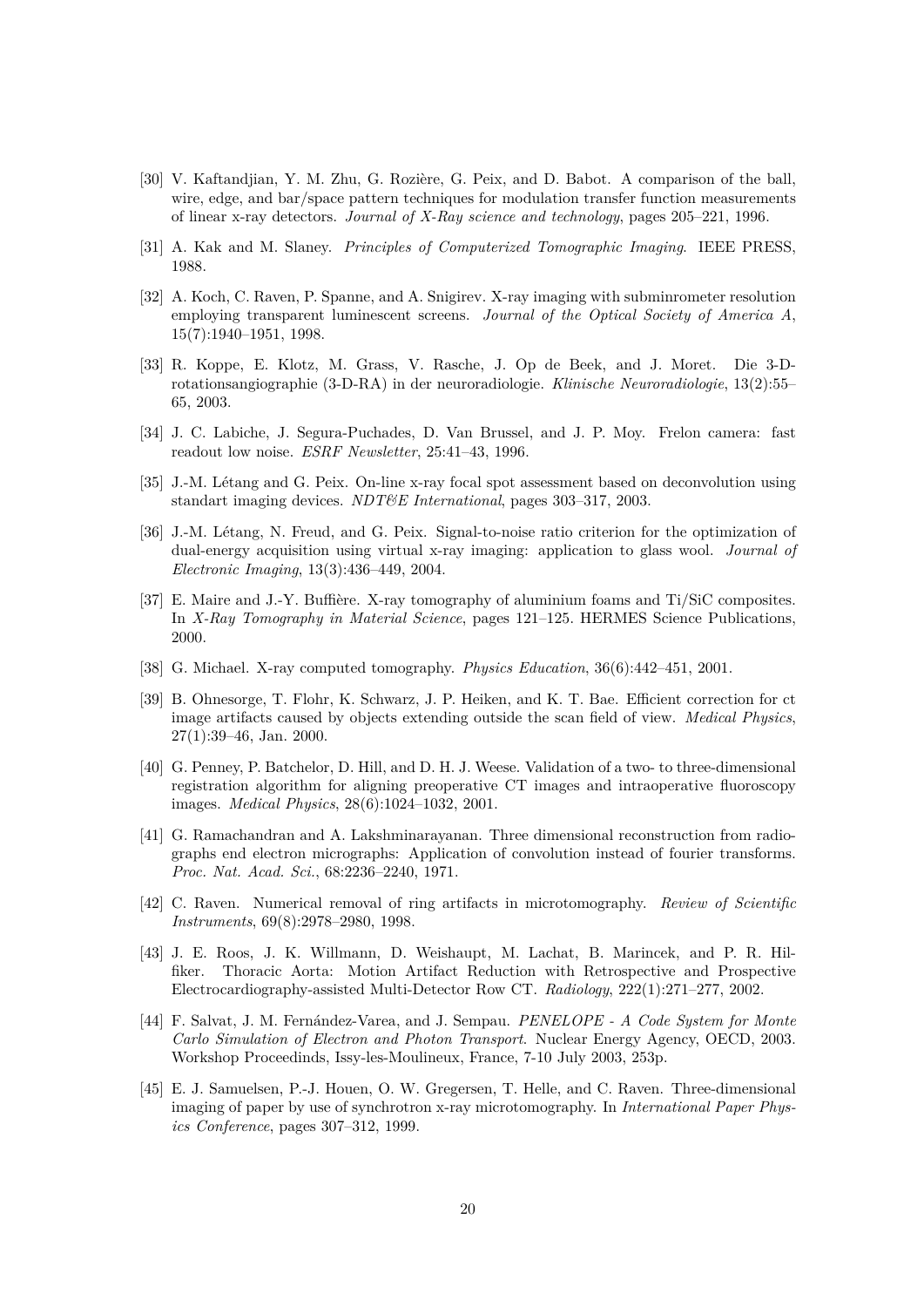[30] V. Kaftandjian, Y. M. Zhu, G. Rozière, G. Peix, and D. Babot. A comparison of the ball, wire, edge, and bar/space pattern techniques for modulation transfer function measurements of linear x-ray detectors. *Journal of X-Ray science and technology*, pages 205–221, 1996.

[31] A. Kak and M. Slaney. *Principles of Computerized Tomographic Imaging*. IEEE PRESS, 1988.

[32] A. Koch, C. Raven, P. Spanne, and A. Snigirev. X-ray imaging with subminrometer resolution employing transparent luminescent screens. *Journal of the Optical Society of America A*, 15(7):1940–1951, 1998.

[33] R. Koppe, E. Klotz, M. Grass, V. Rasche, J. Op de Beek, and J. Moret. Die 3-D-rotationsangiographie (3-D-RA) in der neuroradiologie. *Klinische Neuroradiologie*, 13(2):55–65, 2003.

[34] J. C. Labiche, J. Segura-Puchades, D. Van Brussel, and J. P. Moy. Frelon camera: fast readout low noise. *ESRF Newsletter*, 25:41–43, 1996.

[35] J.-M. Létang and G. Peix. On-line x-ray focal spot assessment based on deconvolution using standart imaging devices. *NDT&E International*, pages 303–317, 2003.

[36] J.-M. Létang, N. Freud, and G. Peix. Signal-to-noise ratio criterion for the optimization of dual-energy acquisition using virtual x-ray imaging: application to glass wool. *Journal of Electronic Imaging*, 13(3):436–449, 2004.

[37] E. Maire and J.-Y. Buffière. X-ray tomography of aluminium foams and Ti/SiC composites. In *X-Ray Tomography in Material Science*, pages 121–125. HERMES Science Publications, 2000.

[38] G. Michael. X-ray computed tomography. *Physics Education*, 36(6):442–451, 2001.

[39] B. Ohnesorge, T. Flohr, K. Schwarz, J. P. Heiken, and K. T. Bae. Efficient correction for ct image artifacts caused by objects extending outside the scan field of view. *Medical Physics*, 27(1):39–46, Jan. 2000.

[40] G. Penney, P. Batchelor, D. Hill, and D. H. J. Weese. Validation of a two- to three-dimensional registration algorithm for aligning preoperative CT images and intraoperative fluoroscopy images. *Medical Physics*, 28(6):1024–1032, 2001.

[41] G. Ramachandran and A. Lakshminarayanan. Three dimensional reconstruction from radiographs end electron micrographs: Application of convolution instead of fourier transforms. *Proc. Nat. Acad. Sci.*, 68:2236–2240, 1971.

[42] C. Raven. Numerical removal of ring artifacts in microtomography. *Review of Scientific Instruments*, 69(8):2978–2980, 1998.

[43] J. E. Roos, J. K. Willmann, D. Weishaupt, M. Lachat, B. Marincek, and P. R. Hilfiker. Thoracic Aorta: Motion Artifact Reduction with Retrospective and Prospective Electrocardiography-assisted Multi-Detector Row CT. *Radiology*, 222(1):271–277, 2002.

[44] F. Salvat, J. M. Fernández-Varea, and J. Sempau. *PENELOPE - A Code System for Monte Carlo Simulation of Electron and Photon Transport*. Nuclear Energy Agency, OECD, 2003. Workshop Proceedinds, Issy-les-Moulineux, France, 7-10 July 2003, 253p.

[45] E. J. Samuelsen, P.-J. Houen, O. W. Gregersen, T. Helle, and C. Raven. Three-dimensional imaging of paper by use of synchrotron x-ray microtomography. In *International Paper Physics Conference*, pages 307–312, 1999.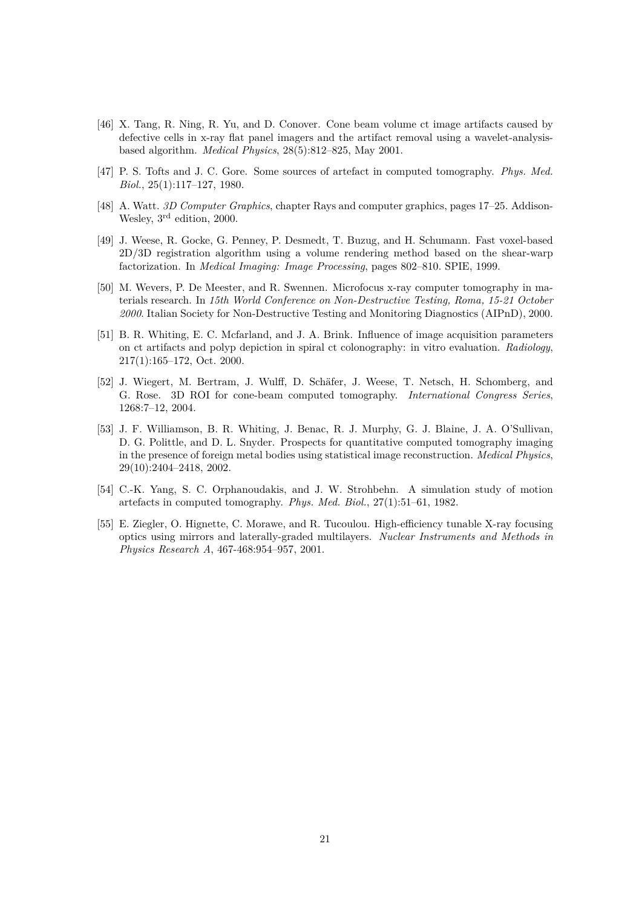[46] X. Tang, R. Ning, R. Yu, and D. Conover. Cone beam volume ct image artifacts caused by defective cells in x-ray flat panel imagers and the artifact removal using a wavelet-analysis-based algorithm. *Medical Physics*, 28(5):812–825, May 2001.

[47] P. S. Tofts and J. C. Gore. Some sources of artefact in computed tomography. *Phys. Med. Biol.*, 25(1):117–127, 1980.

[48] A. Watt. *3D Computer Graphics*, chapter Rays and computer graphics, pages 17–25. Addison-Wesley, 3rd edition, 2000.

[49] J. Weese, R. Gocke, G. Penney, P. Desmedt, T. Buzug, and H. Schumann. Fast voxel-based 2D/3D registration algorithm using a volume rendering method based on the shear-warp factorization. In *Medical Imaging: Image Processing*, pages 802–810. SPIE, 1999.

[50] M. Wevers, P. De Meester, and R. Swennen. Microfocus x-ray computer tomography in materials research. In *15th World Conference on Non-Destructive Testing, Roma, 15-21 October 2000*. Italian Society for Non-Destructive Testing and Monitoring Diagnostics (AIPnD), 2000.

[51] B. R. Whiting, E. C. Mcfarland, and J. A. Brink. Influence of image acquisition parameters on ct artifacts and polyp depiction in spiral ct colonography: in vitro evaluation. *Radiology*, 217(1):165–172, Oct. 2000.

[52] J. Wiegert, M. Bertram, J. Wulff, D. Schäfer, J. Weese, T. Netsch, H. Schomberg, and G. Rose. 3D ROI for cone-beam computed tomography. *International Congress Series*, 1268:7–12, 2004.

[53] J. F. Williamson, B. R. Whiting, J. Benac, R. J. Murphy, G. J. Blaine, J. A. O'Sullivan, D. G. Politte, and D. L. Snyder. Prospects for quantitative computed tomography imaging in the presence of foreign metal bodies using statistical image reconstruction. *Medical Physics*, 29(10):2404–2418, 2002.

[54] C.-K. Yang, S. C. Orphanoudakis, and J. W. Strohbehn. A simulation study of motion artefacts in computed tomography. *Phys. Med. Biol.*, 27(1):51–61, 1982.

[55] E. Ziegler, O. Hignette, C. Morawe, and R. Tucoulou. High-efficiency tunable X-ray focusing optics using mirrors and laterally-graded multilayers. *Nuclear Instruments and Methods in Physics Research A*, 467-468:954–957, 2001.